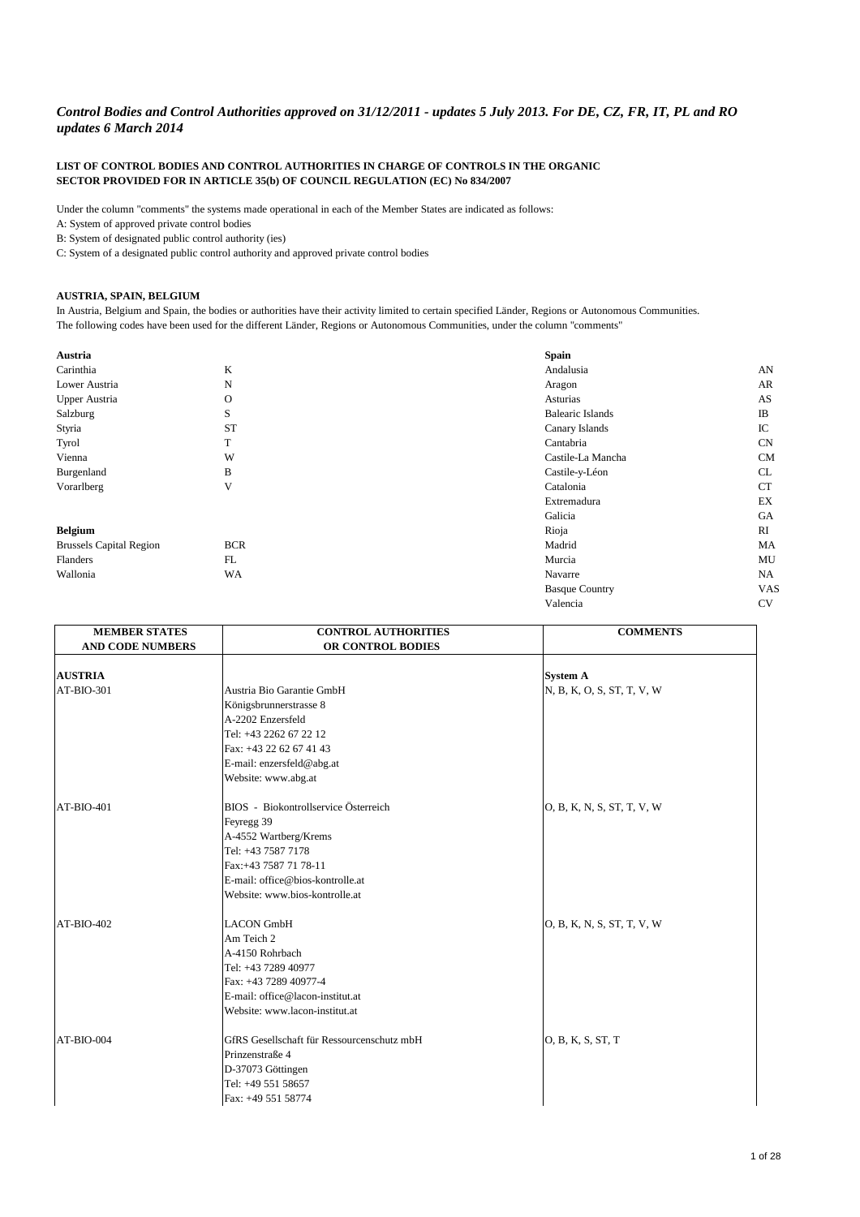*Control Bodies and Control Authorities approved on 31/12/2011 - updates 5 July 2013. For DE, CZ, FR, IT, PL and RO updates 6 March 2014*

**LIST OF CONTROL BODIES AND CONTROL AUTHORITIES IN CHARGE OF CONTROLS IN THE ORGANIC SECTOR PROVIDED FOR IN ARTICLE 35(b) OF COUNCIL REGULATION (EC) No 834/2007**

Under the column "comments" the systems made operational in each of the Member States are indicated as follows:

A: System of approved private control bodies

B: System of designated public control authority (ies)

C: System of a designated public control authority and approved private control bodies

**AUSTRIA, SPAIN, BELGIUM**

In Austria, Belgium and Spain, the bodies or authorities have their activity limited to certain specified Länder, Regions or Autonomous Communities.
The following codes have been used for the different Länder, Regions or Autonomous Communities, under the column "comments"

| **Austria** | |
|---|---|
| Carinthia | K |
| Lower Austria | N |
| Upper Austria | O |
| Salzburg | S |
| Styria | ST |
| Tyrol | T |
| Vienna | W |
| Burgenland | B |
| Vorarlberg | V |

| **Belgium** | |
|---|---|
| Brussels Capital Region | BCR |
| Flanders | FL |
| Wallonia | WA |

| **Spain** | |
|---|---|
| Andalusia | AN |
| Aragon | AR |
| Asturias | AS |
| Balearic Islands | IB |
| Canary Islands | IC |
| Cantabria | CN |
| Castile-La Mancha | CM |
| Castile-y-Léon | CL |
| Catalonia | CT |
| Extremadura | EX |
| Galicia | GA |
| Rioja | RI |
| Madrid | MA |
| Murcia | MU |
| Navarre | NA |
| Basque Country | VAS |
| Valencia | CV |

| MEMBER STATES AND CODE NUMBERS | CONTROL AUTHORITIES OR CONTROL BODIES | COMMENTS |
|---|---|---|
| **AUSTRIA** | | **System A** |
| AT-BIO-301 | Austria Bio Garantie GmbH<br>Königsbrunnerstrasse 8<br>A-2202 Enzersfeld<br>Tel: +43 2262 67 22 12<br>Fax: +43 22 62 67 41 43<br>E-mail: enzersfeld@abg.at<br>Website: www.abg.at | N, B, K, O, S, ST, T, V, W |
| AT-BIO-401 | BIOS - Biokontrollservice Österreich<br>Feyregg 39<br>A-4552 Wartberg/Krems<br>Tel: +43 7587 7178<br>Fax:+43 7587 71 78-11<br>E-mail: office@bios-kontrolle.at<br>Website: www.bios-kontrolle.at | O, B, K, N, S, ST, T, V, W |
| AT-BIO-402 | LACON GmbH<br>Am Teich 2<br>A-4150 Rohrbach<br>Tel: +43 7289 40977<br>Fax: +43 7289 40977-4<br>E-mail: office@lacon-institut.at<br>Website: www.lacon-institut.at | O, B, K, N, S, ST, T, V, W |
| AT-BIO-004 | GfRS Gesellschaft für Ressourcenschutz mbH<br>Prinzenstraße 4<br>D-37073 Göttingen<br>Tel: +49 551 58657<br>Fax: +49 551 58774 | O, B, K, S, ST, T |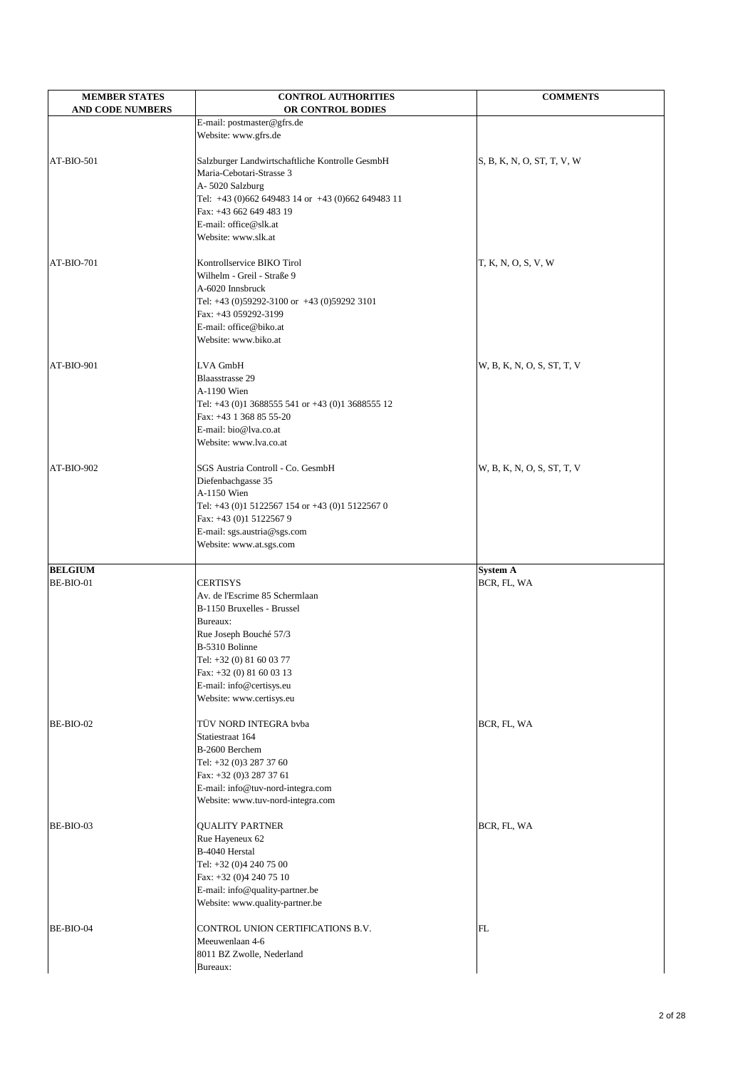| MEMBER STATES AND CODE NUMBERS | CONTROL AUTHORITIES OR CONTROL BODIES | COMMENTS |
|---|---|---|
| | E-mail: postmaster@gfrs.de<br>Website: www.gfrs.de | |
| AT-BIO-501 | Salzburger Landwirtschaftliche Kontrolle GesmbH<br>Maria-Cebotari-Strasse 3<br>A- 5020 Salzburg<br>Tel: +43 (0)662 649483 14 or +43 (0)662 649483 11<br>Fax: +43 662 649 483 19<br>E-mail: office@slk.at<br>Website: www.slk.at | S, B, K, N, O, ST, T, V, W |
| AT-BIO-701 | Kontrollservice BIKO Tirol<br>Wilhelm - Greil - Straße 9<br>A-6020 Innsbruck<br>Tel: +43 (0)59292-3100 or +43 (0)59292 3101<br>Fax: +43 059292-3199<br>E-mail: office@biko.at<br>Website: www.biko.at | T, K, N, O, S, V, W |
| AT-BIO-901 | LVA GmbH<br>Blaasstrasse 29<br>A-1190 Wien<br>Tel: +43 (0)1 3688555 541 or +43 (0)1 3688555 12<br>Fax: +43 1 368 85 55-20<br>E-mail: bio@lva.co.at<br>Website: www.lva.co.at | W, B, K, N, O, S, ST, T, V |
| AT-BIO-902 | SGS Austria Controll - Co. GesmbH<br>Diefenbachgasse 35<br>A-1150 Wien<br>Tel: +43 (0)1 5122567 154 or +43 (0)1 5122567 0<br>Fax: +43 (0)1 5122567 9<br>E-mail: sgs.austria@sgs.com<br>Website: www.at.sgs.com | W, B, K, N, O, S, ST, T, V |
| **BELGIUM** | | **System A** |
| BE-BIO-01 | CERTISYS<br>Av. de l'Escrime 85 Schermlaan<br>B-1150 Bruxelles - Brussel<br>Bureaux:<br>Rue Joseph Bouché 57/3<br>B-5310 Bolinne<br>Tel: +32 (0) 81 60 03 77<br>Fax: +32 (0) 81 60 03 13<br>E-mail: info@certisys.eu<br>Website: www.certisys.eu | BCR, FL, WA |
| BE-BIO-02 | TÜV NORD INTEGRA bvba<br>Statiestraat 164<br>B-2600 Berchem<br>Tel: +32 (0)3 287 37 60<br>Fax: +32 (0)3 287 37 61<br>E-mail: info@tuv-nord-integra.com<br>Website: www.tuv-nord-integra.com | BCR, FL, WA |
| BE-BIO-03 | QUALITY PARTNER<br>Rue Hayeneux 62<br>B-4040 Herstal<br>Tel: +32 (0)4 240 75 00<br>Fax: +32 (0)4 240 75 10<br>E-mail: info@quality-partner.be<br>Website: www.quality-partner.be | BCR, FL, WA |
| BE-BIO-04 | CONTROL UNION CERTIFICATIONS B.V.<br>Meeuwenlaan 4-6<br>8011 BZ Zwolle, Nederland<br>Bureaux: | FL |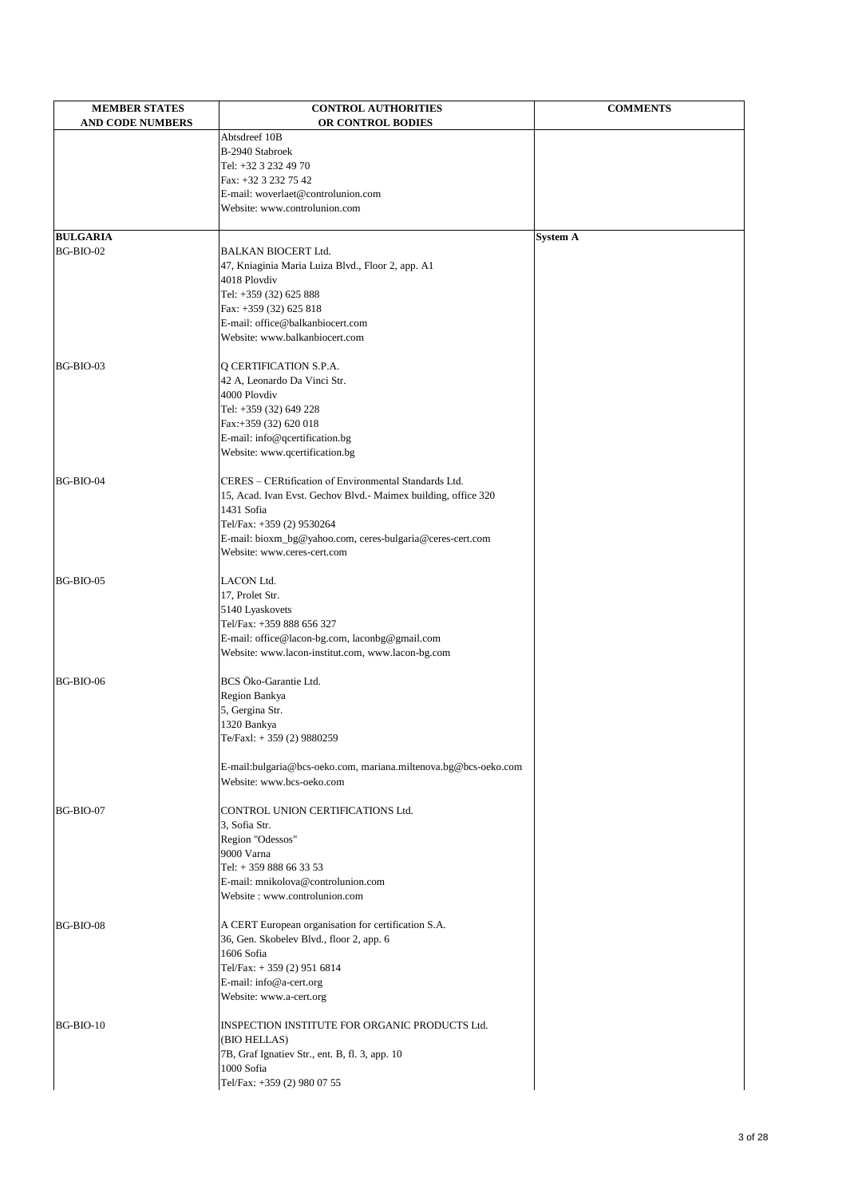| MEMBER STATES AND CODE NUMBERS | CONTROL AUTHORITIES OR CONTROL BODIES | COMMENTS |
|---|---|---|
| | Abtsdreef 10B<br>B-2940 Stabroek<br>Tel: +32 3 232 49 70<br>Fax: +32 3 232 75 42<br>E-mail: woverlaet@controlunion.com<br>Website: www.controlunion.com | |
| **BULGARIA** | | **System A** |
| BG-BIO-02 | BALKAN BIOCERT Ltd.<br>47, Kniaginia Maria Luiza Blvd., Floor 2, app. A1<br>4018 Plovdiv<br>Tel: +359 (32) 625 888<br>Fax: +359 (32) 625 818<br>E-mail: office@balkanbiocert.com<br>Website: www.balkanbiocert.com | |
| BG-BIO-03 | Q CERTIFICATION S.P.A.<br>42 A, Leonardo Da Vinci Str.<br>4000 Plovdiv<br>Tel: +359 (32) 649 228<br>Fax:+359 (32) 620 018<br>E-mail: info@qcertification.bg<br>Website: www.qcertification.bg | |
| BG-BIO-04 | CERES – CERtification of Environmental Standards Ltd.<br>15, Acad. Ivan Evst. Gechov Blvd.- Maimex building, office 320<br>1431 Sofia<br>Tel/Fax: +359 (2) 9530264<br>E-mail: bioxm_bg@yahoo.com, ceres-bulgaria@ceres-cert.com<br>Website: www.ceres-cert.com | |
| BG-BIO-05 | LACON Ltd.<br>17, Prolet Str.<br>5140 Lyaskovets<br>Tel/Fax: +359 888 656 327<br>E-mail: office@lacon-bg.com, laconbg@gmail.com<br>Website: www.lacon-institut.com, www.lacon-bg.com | |
| BG-BIO-06 | BCS Öko-Garantie Ltd.<br>Region Bankya<br>5, Gergina Str.<br>1320 Bankya<br>Te/Faxl: + 359 (2) 9880259<br><br>E-mail:bulgaria@bcs-oeko.com, mariana.miltenova.bg@bcs-oeko.com<br>Website: www.bcs-oeko.com | |
| BG-BIO-07 | CONTROL UNION CERTIFICATIONS Ltd.<br>3, Sofia Str.<br>Region "Odessos"<br>9000 Varna<br>Tel: + 359 888 66 33 53<br>E-mail: mnikolova@controlunion.com<br>Website : www.controlunion.com | |
| BG-BIO-08 | A CERT European organisation for certification S.A.<br>36, Gen. Skobelev Blvd., floor 2, app. 6<br>1606 Sofia<br>Tel/Fax: + 359 (2) 951 6814<br>E-mail: info@a-cert.org<br>Website: www.a-cert.org | |
| BG-BIO-10 | INSPECTION INSTITUTE FOR ORGANIC PRODUCTS Ltd.<br>(BIO HELLAS)<br>7B, Graf Ignatiev Str., ent. B, fl. 3, app. 10<br>1000 Sofia<br>Tel/Fax: +359 (2) 980 07 55 | |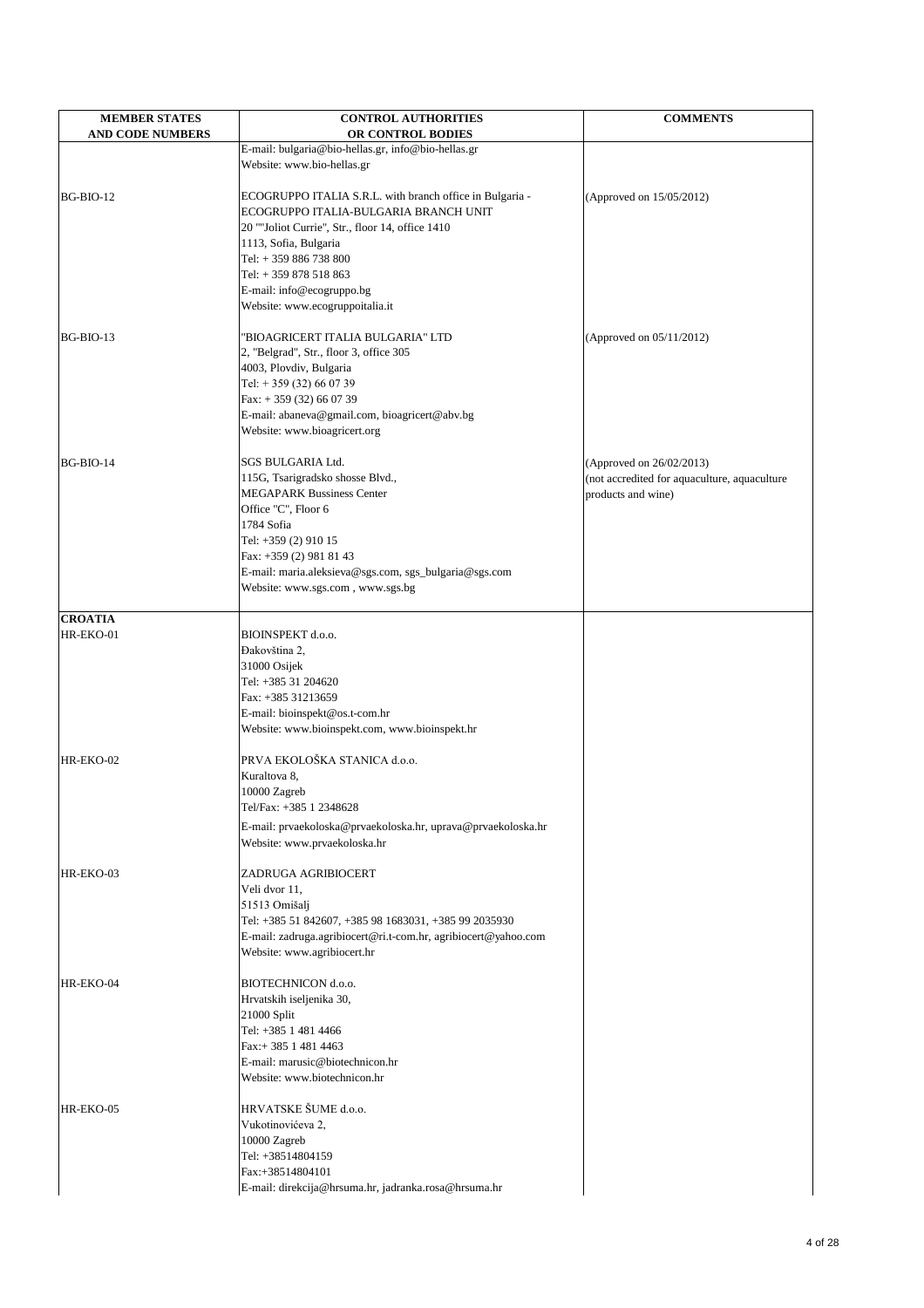| MEMBER STATES AND CODE NUMBERS | CONTROL AUTHORITIES OR CONTROL BODIES | COMMENTS |
| --- | --- | --- |
| | E-mail: bulgaria@bio-hellas.gr, info@bio-hellas.gr<br>Website: www.bio-hellas.gr | |
| BG-BIO-12 | ECOGRUPPO ITALIA S.R.L. with branch office in Bulgaria - ECOGRUPPO ITALIA-BULGARIA BRANCH UNIT<br>20 ""Joliot Currie", Str., floor 14, office 1410<br>1113, Sofia, Bulgaria<br>Tel: + 359 886 738 800<br>Tel: + 359 878 518 863<br>E-mail: info@ecogruppo.bg<br>Website: www.ecogruppoitalia.it | (Approved on 15/05/2012) |
| BG-BIO-13 | "BIOAGRICERT ITALIA BULGARIA" LTD<br>2, "Belgrad", Str., floor 3, office 305<br>4003, Plovdiv, Bulgaria<br>Tel: + 359 (32) 66 07 39<br>Fax: + 359 (32) 66 07 39<br>E-mail: abaneva@gmail.com, bioagricert@abv.bg<br>Website: www.bioagricert.org | (Approved on 05/11/2012) |
| BG-BIO-14 | SGS BULGARIA Ltd.<br>115G, Tsarigradsko shosse Blvd.,<br>MEGAPARK Bussiness Center<br>Office "C", Floor 6<br>1784 Sofia<br>Tel: +359 (2) 910 15<br>Fax: +359 (2) 981 81 43<br>E-mail: maria.aleksieva@sgs.com, sgs_bulgaria@sgs.com<br>Website: www.sgs.com , www.sgs.bg | (Approved on 26/02/2013)<br>(not accredited for aquaculture, aquaculture products and wine) |
| **CROATIA** | | |
| HR-EKO-01 | BIOINSPEKT d.o.o.<br>Đakovština 2,<br>31000 Osijek<br>Tel: +385 31 204620<br>Fax: +385 31213659<br>E-mail: bioinspekt@os.t-com.hr<br>Website: www.bioinspekt.com, www.bioinspekt.hr | |
| HR-EKO-02 | PRVA EKOLOŠKA STANICA d.o.o.<br>Kuraltova 8,<br>10000 Zagreb<br>Tel/Fax: +385 1 2348628<br>E-mail: prvaekoloska@prvaekoloska.hr, uprava@prvaekoloska.hr<br>Website: www.prvaekoloska.hr | |
| HR-EKO-03 | ZADRUGA AGRIBIOCERT<br>Veli dvor 11,<br>51513 Omišalj<br>Tel: +385 51 842607, +385 98 1683031, +385 99 2035930<br>E-mail: zadruga.agribiocert@ri.t-com.hr, agribiocert@yahoo.com<br>Website: www.agribiocert.hr | |
| HR-EKO-04 | BIOTECHNICON d.o.o.<br>Hrvatskih iseljenika 30,<br>21000 Split<br>Tel: +385 1 481 4466<br>Fax:+ 385 1 481 4463<br>E-mail: marusic@biotechnicon.hr<br>Website: www.biotechnicon.hr | |
| HR-EKO-05 | HRVATSKE ŠUME d.o.o.<br>Vukotinovićeva 2,<br>10000 Zagreb<br>Tel: +38514804159<br>Fax:+38514804101<br>E-mail: direkcija@hrsuma.hr, jadranka.rosa@hrsuma.hr | |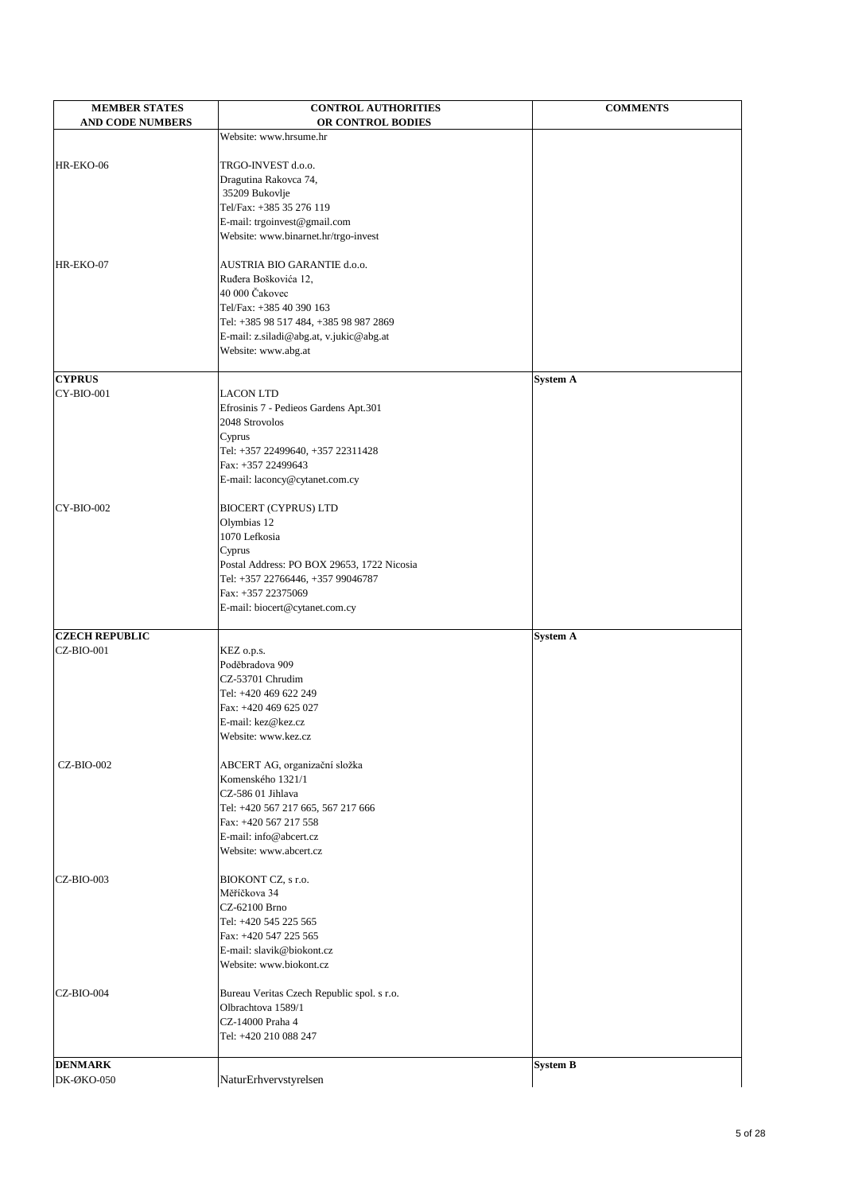| MEMBER STATES AND CODE NUMBERS | CONTROL AUTHORITIES OR CONTROL BODIES | COMMENTS |
|---|---|---|
| | Website: www.hrsume.hr | |
| HR-EKO-06 | TRGO-INVEST d.o.o.<br>Dragutina Rakovca 74,<br>35209 Bukovlje<br>Tel/Fax: +385 35 276 119<br>E-mail: trgoinvest@gmail.com<br>Website: www.binarnet.hr/trgo-invest | |
| HR-EKO-07 | AUSTRIA BIO GARANTIE d.o.o.<br>Ruđera Boškovića 12,<br>40 000 Čakovec<br>Tel/Fax: +385 40 390 163<br>Tel: +385 98 517 484, +385 98 987 2869<br>E-mail: z.siladi@abg.at, v.jukic@abg.at<br>Website: www.abg.at | |
| **CYPRUS** | | **System A** |
| CY-BIO-001 | LACON LTD<br>Efrosinis 7 - Pedieos Gardens Apt.301<br>2048 Strovolos<br>Cyprus<br>Tel: +357 22499640, +357 22311428<br>Fax: +357 22499643<br>E-mail: laconcy@cytanet.com.cy | |
| CY-BIO-002 | BIOCERT (CYPRUS) LTD<br>Olymbias 12<br>1070 Lefkosia<br>Cyprus<br>Postal Address: PO BOX 29653, 1722 Nicosia<br>Tel: +357 22766446, +357 99046787<br>Fax: +357 22375069<br>E-mail: biocert@cytanet.com.cy | |
| **CZECH REPUBLIC** | | **System A** |
| CZ-BIO-001 | KEZ o.p.s.<br>Poděbradova 909<br>CZ-53701 Chrudim<br>Tel: +420 469 622 249<br>Fax: +420 469 625 027<br>E-mail: kez@kez.cz<br>Website: www.kez.cz | |
| CZ-BIO-002 | ABCERT AG, organizační složka<br>Komenského 1321/1<br>CZ-586 01 Jihlava<br>Tel: +420 567 217 665, 567 217 666<br>Fax: +420 567 217 558<br>E-mail: info@abcert.cz<br>Website: www.abcert.cz | |
| CZ-BIO-003 | BIOKONT CZ, s r.o.<br>Měříčkova 34<br>CZ-62100 Brno<br>Tel: +420 545 225 565<br>Fax: +420 547 225 565<br>E-mail: slavik@biokont.cz<br>Website: www.biokont.cz | |
| CZ-BIO-004 | Bureau Veritas Czech Republic spol. s r.o.<br>Olbrachtova 1589/1<br>CZ-14000 Praha 4<br>Tel: +420 210 088 247 | |
| **DENMARK** | | **System B** |
| DK-ØKO-050 | NaturErhvervstyrelsen | |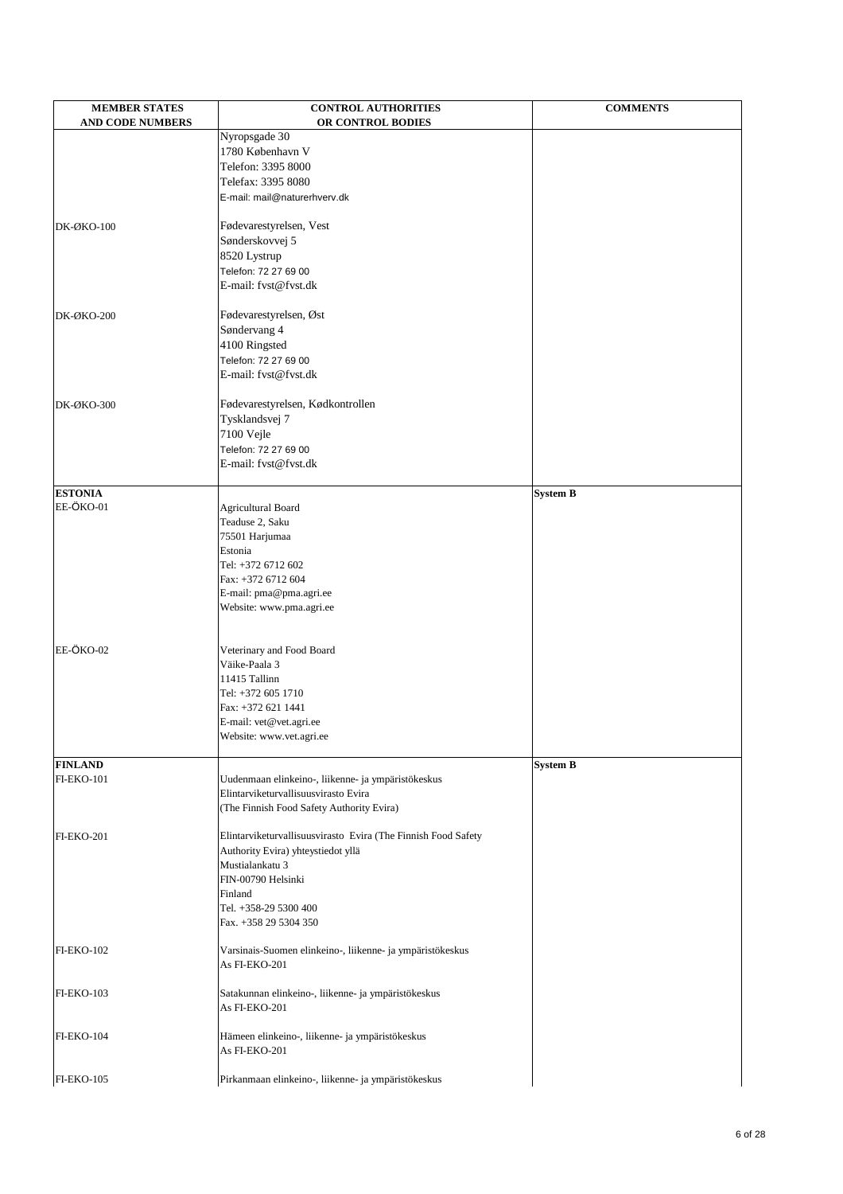| MEMBER STATES AND CODE NUMBERS | CONTROL AUTHORITIES OR CONTROL BODIES | COMMENTS |
|---|---|---|
| | Nyropsgade 30<br>1780 København V<br>Telefon: 3395 8000<br>Telefax: 3395 8080<br>E-mail: mail@naturerhverv.dk | |
| DK-ØKO-100 | Fødevarestyrelsen, Vest<br>Sønderskovvej 5<br>8520 Lystrup<br>Telefon: 72 27 69 00<br>E-mail: fvst@fvst.dk | |
| DK-ØKO-200 | Fødevarestyrelsen, Øst<br>Søndervang 4<br>4100 Ringsted<br>Telefon: 72 27 69 00<br>E-mail: fvst@fvst.dk | |
| DK-ØKO-300 | Fødevarestyrelsen, Kødkontrollen<br>Tysklandsvej 7<br>7100 Vejle<br>Telefon: 72 27 69 00<br>E-mail: fvst@fvst.dk | |
| **ESTONIA** | | **System B** |
| EE-ÖKO-01 | Agricultural Board<br>Teaduse 2, Saku<br>75501 Harjumaa<br>Estonia<br>Tel: +372 6712 602<br>Fax: +372 6712 604<br>E-mail: pma@pma.agri.ee<br>Website: www.pma.agri.ee | |
| EE-ÖKO-02 | Veterinary and Food Board<br>Väike-Paala 3<br>11415 Tallinn<br>Tel: +372 605 1710<br>Fax: +372 621 1441<br>E-mail: vet@vet.agri.ee<br>Website: www.vet.agri.ee | |
| **FINLAND** | | **System B** |
| FI-EKO-101 | Uudenmaan elinkeino-, liikenne- ja ympäristökeskus<br>Elintarviketurvallisuusvirasto Evira<br>(The Finnish Food Safety Authority Evira) | |
| FI-EKO-201 | Elintarviketurvallisuusvirasto Evira (The Finnish Food Safety Authority Evira) yhteystiedot yllä<br>Mustialankatu 3<br>FIN-00790 Helsinki<br>Finland<br>Tel. +358-29 5300 400<br>Fax. +358 29 5304 350 | |
| FI-EKO-102 | Varsinais-Suomen elinkeino-, liikenne- ja ympäristökeskus<br>As FI-EKO-201 | |
| FI-EKO-103 | Satakunnan elinkeino-, liikenne- ja ympäristökeskus<br>As FI-EKO-201 | |
| FI-EKO-104 | Hämeen elinkeino-, liikenne- ja ympäristökeskus<br>As FI-EKO-201 | |
| FI-EKO-105 | Pirkanmaan elinkeino-, liikenne- ja ympäristökeskus | |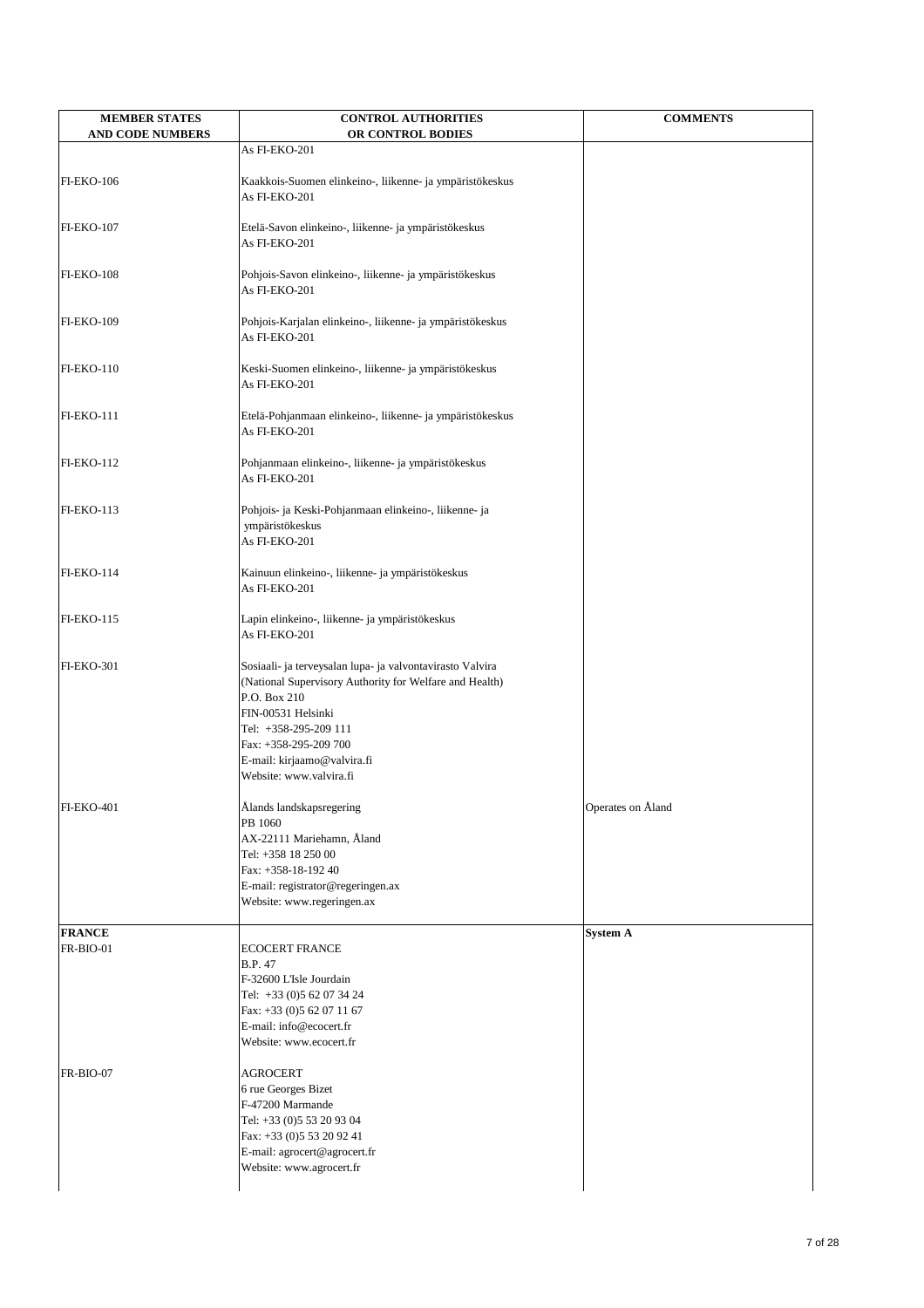| MEMBER STATES AND CODE NUMBERS | CONTROL AUTHORITIES OR CONTROL BODIES | COMMENTS |
|---|---|---|
| | As FI-EKO-201 | |
| FI-EKO-106 | Kaakkois-Suomen elinkeino-, liikenne- ja ympäristökeskus<br>As FI-EKO-201 | |
| FI-EKO-107 | Etelä-Savon elinkeino-, liikenne- ja ympäristökeskus<br>As FI-EKO-201 | |
| FI-EKO-108 | Pohjois-Savon elinkeino-, liikenne- ja ympäristökeskus<br>As FI-EKO-201 | |
| FI-EKO-109 | Pohjois-Karjalan elinkeino-, liikenne- ja ympäristökeskus<br>As FI-EKO-201 | |
| FI-EKO-110 | Keski-Suomen elinkeino-, liikenne- ja ympäristökeskus<br>As FI-EKO-201 | |
| FI-EKO-111 | Etelä-Pohjanmaan elinkeino-, liikenne- ja ympäristökeskus<br>As FI-EKO-201 | |
| FI-EKO-112 | Pohjanmaan elinkeino-, liikenne- ja ympäristökeskus<br>As FI-EKO-201 | |
| FI-EKO-113 | Pohjois- ja Keski-Pohjanmaan elinkeino-, liikenne- ja ympäristökeskus<br>As FI-EKO-201 | |
| FI-EKO-114 | Kainuun elinkeino-, liikenne- ja ympäristökeskus<br>As FI-EKO-201 | |
| FI-EKO-115 | Lapin elinkeino-, liikenne- ja ympäristökeskus<br>As FI-EKO-201 | |
| FI-EKO-301 | Sosiaali- ja terveysalan lupa- ja valvontavirasto Valvira<br>(National Supervisory Authority for Welfare and Health)<br>P.O. Box 210<br>FIN-00531 Helsinki<br>Tel: +358-295-209 111<br>Fax: +358-295-209 700<br>E-mail: kirjaamo@valvira.fi<br>Website: www.valvira.fi | |
| FI-EKO-401 | Ålands landskapsregering<br>PB 1060<br>AX-22111 Mariehamn, Åland<br>Tel: +358 18 250 00<br>Fax: +358-18-192 40<br>E-mail: registrator@regeringen.ax<br>Website: www.regeringen.ax | Operates on Åland |
| **FRANCE** | | **System A** |
| FR-BIO-01 | ECOCERT FRANCE<br>B.P. 47<br>F-32600 L'Isle Jourdain<br>Tel: +33 (0)5 62 07 34 24<br>Fax: +33 (0)5 62 07 11 67<br>E-mail: info@ecocert.fr<br>Website: www.ecocert.fr | |
| FR-BIO-07 | AGROCERT<br>6 rue Georges Bizet<br>F-47200 Marmande<br>Tel: +33 (0)5 53 20 93 04<br>Fax: +33 (0)5 53 20 92 41<br>E-mail: agrocert@agrocert.fr<br>Website: www.agrocert.fr | |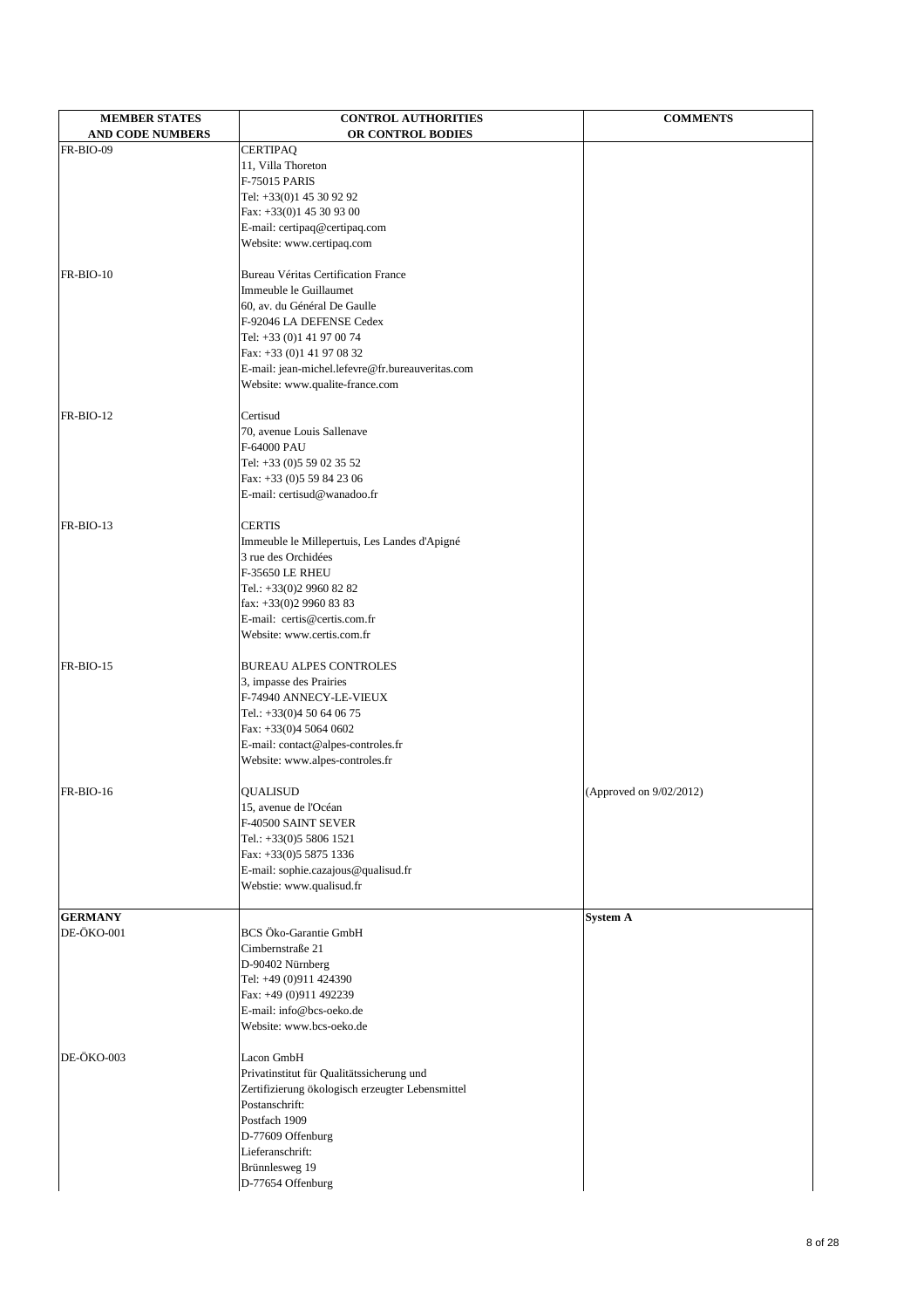| MEMBER STATES AND CODE NUMBERS | CONTROL AUTHORITIES OR CONTROL BODIES | COMMENTS |
|---|---|---|
| FR-BIO-09 | CERTIPAQ<br>11, Villa Thoreton<br>F-75015 PARIS<br>Tel: +33(0)1 45 30 92 92<br>Fax: +33(0)1 45 30 93 00<br>E-mail: certipaq@certipaq.com<br>Website: www.certipaq.com | |
| FR-BIO-10 | Bureau Véritas Certification France<br>Immeuble le Guillaumet<br>60, av. du Général De Gaulle<br>F-92046 LA DEFENSE Cedex<br>Tel: +33 (0)1 41 97 00 74<br>Fax: +33 (0)1 41 97 08 32<br>E-mail: jean-michel.lefevre@fr.bureauveritas.com<br>Website: www.qualite-france.com | |
| FR-BIO-12 | Certisud<br>70, avenue Louis Sallenave<br>F-64000 PAU<br>Tel: +33 (0)5 59 02 35 52<br>Fax: +33 (0)5 59 84 23 06<br>E-mail: certisud@wanadoo.fr | |
| FR-BIO-13 | CERTIS<br>Immeuble le Millepertuis, Les Landes d'Apigné<br>3 rue des Orchidées<br>F-35650 LE RHEU<br>Tel.: +33(0)2 9960 82 82<br>fax: +33(0)2 9960 83 83<br>E-mail: certis@certis.com.fr<br>Website: www.certis.com.fr | |
| FR-BIO-15 | BUREAU ALPES CONTROLES<br>3, impasse des Prairies<br>F-74940 ANNECY-LE-VIEUX<br>Tel.: +33(0)4 50 64 06 75<br>Fax: +33(0)4 5064 0602<br>E-mail: contact@alpes-controles.fr<br>Website: www.alpes-controles.fr | |
| FR-BIO-16 | QUALISUD<br>15, avenue de l'Océan<br>F-40500 SAINT SEVER<br>Tel.: +33(0)5 5806 1521<br>Fax: +33(0)5 5875 1336<br>E-mail: sophie.cazajous@qualisud.fr<br>Webstie: www.qualisud.fr | (Approved on 9/02/2012) |
| **GERMANY** | | **System A** |
| DE-ÖKO-001 | BCS Öko-Garantie GmbH<br>Cimbernstraße 21<br>D-90402 Nürnberg<br>Tel: +49 (0)911 424390<br>Fax: +49 (0)911 492239<br>E-mail: info@bcs-oeko.de<br>Website: www.bcs-oeko.de | |
| DE-ÖKO-003 | Lacon GmbH<br>Privatinstitut für Qualitätssicherung und<br>Zertifizierung ökologisch erzeugter Lebensmittel<br>Postanschrift:<br>Postfach 1909<br>D-77609 Offenburg<br>Lieferanschrift:<br>Brünnlesweg 19<br>D-77654 Offenburg | |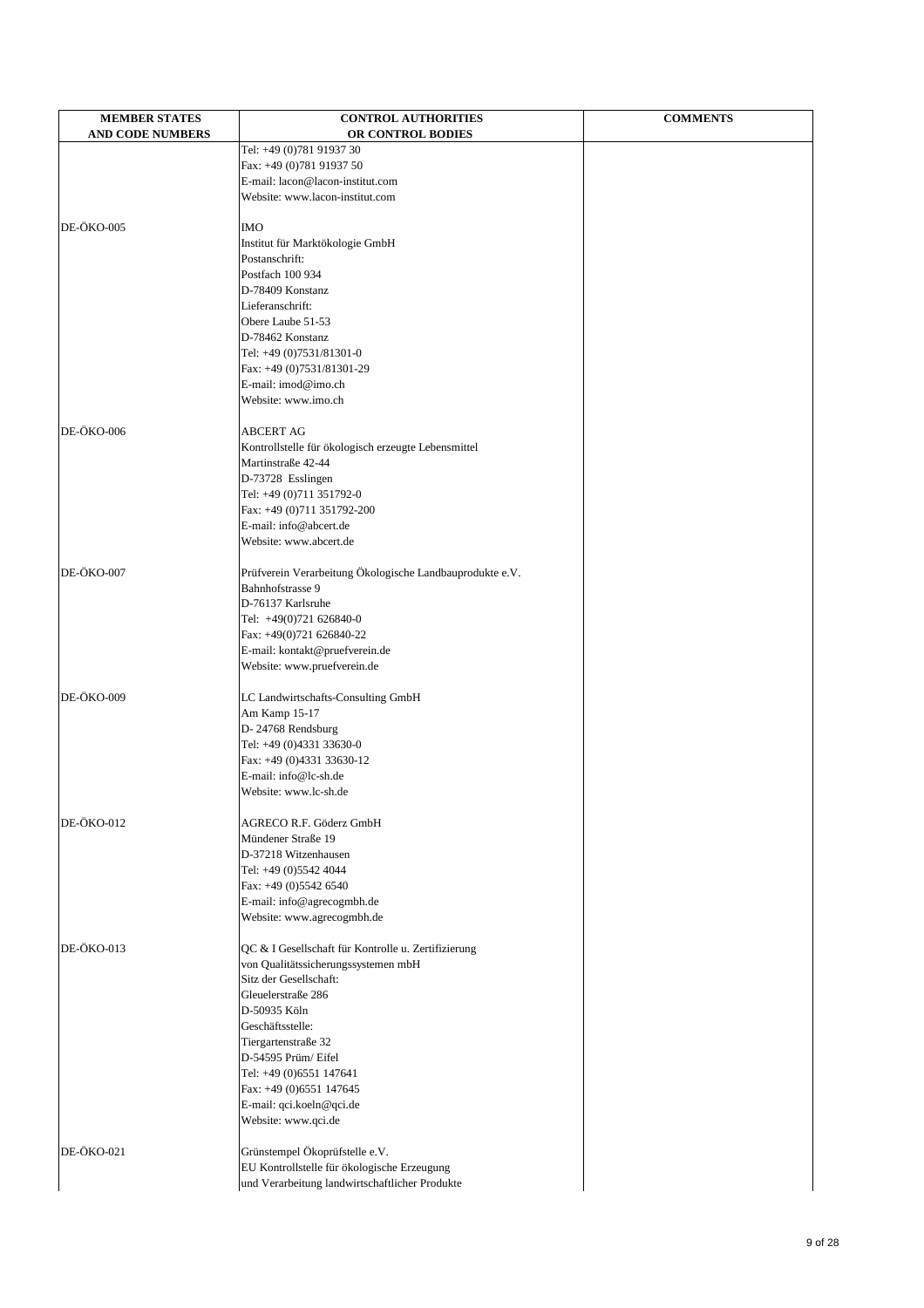| MEMBER STATES AND CODE NUMBERS | CONTROL AUTHORITIES OR CONTROL BODIES | COMMENTS |
|---|---|---|
| | Tel: +49 (0)781 91937 30<br>Fax: +49 (0)781 91937 50<br>E-mail: lacon@lacon-institut.com<br>Website: www.lacon-institut.com | |
| DE-ÖKO-005 | IMO<br>Institut für Marktökologie GmbH<br>Postanschrift:<br>Postfach 100 934<br>D-78409 Konstanz<br>Lieferanschrift:<br>Obere Laube 51-53<br>D-78462 Konstanz<br>Tel: +49 (0)7531/81301-0<br>Fax: +49 (0)7531/81301-29<br>E-mail: imod@imo.ch<br>Website: www.imo.ch | |
| DE-ÖKO-006 | ABCERT AG<br>Kontrollstelle für ökologisch erzeugte Lebensmittel<br>Martinstraße 42-44<br>D-73728 Esslingen<br>Tel: +49 (0)711 351792-0<br>Fax: +49 (0)711 351792-200<br>E-mail: info@abcert.de<br>Website: www.abcert.de | |
| DE-ÖKO-007 | Prüfverein Verarbeitung Ökologische Landbauprodukte e.V.<br>Bahnhofstrasse 9<br>D-76137 Karlsruhe<br>Tel: +49(0)721 626840-0<br>Fax: +49(0)721 626840-22<br>E-mail: kontakt@pruefverein.de<br>Website: www.pruefverein.de | |
| DE-ÖKO-009 | LC Landwirtschafts-Consulting GmbH<br>Am Kamp 15-17<br>D- 24768 Rendsburg<br>Tel: +49 (0)4331 33630-0<br>Fax: +49 (0)4331 33630-12<br>E-mail: info@lc-sh.de<br>Website: www.lc-sh.de | |
| DE-ÖKO-012 | AGRECO R.F. Göderz GmbH<br>Mündener Straße 19<br>D-37218 Witzenhausen<br>Tel: +49 (0)5542 4044<br>Fax: +49 (0)5542 6540<br>E-mail: info@agrecogmbh.de<br>Website: www.agrecogmbh.de | |
| DE-ÖKO-013 | QC & I Gesellschaft für Kontrolle u. Zertifizierung von Qualitätssicherungssystemen mbH<br>Sitz der Gesellschaft:<br>Gleuelerstraße 286<br>D-50935 Köln<br>Geschäftsstelle:<br>Tiergartenstraße 32<br>D-54595 Prüm/ Eifel<br>Tel: +49 (0)6551 147641<br>Fax: +49 (0)6551 147645<br>E-mail: qci.koeln@qci.de<br>Website: www.qci.de | |
| DE-ÖKO-021 | Grünstempel Ökoprüfstelle e.V.<br>EU Kontrollstelle für ökologische Erzeugung<br>und Verarbeitung landwirtschaftlicher Produkte | |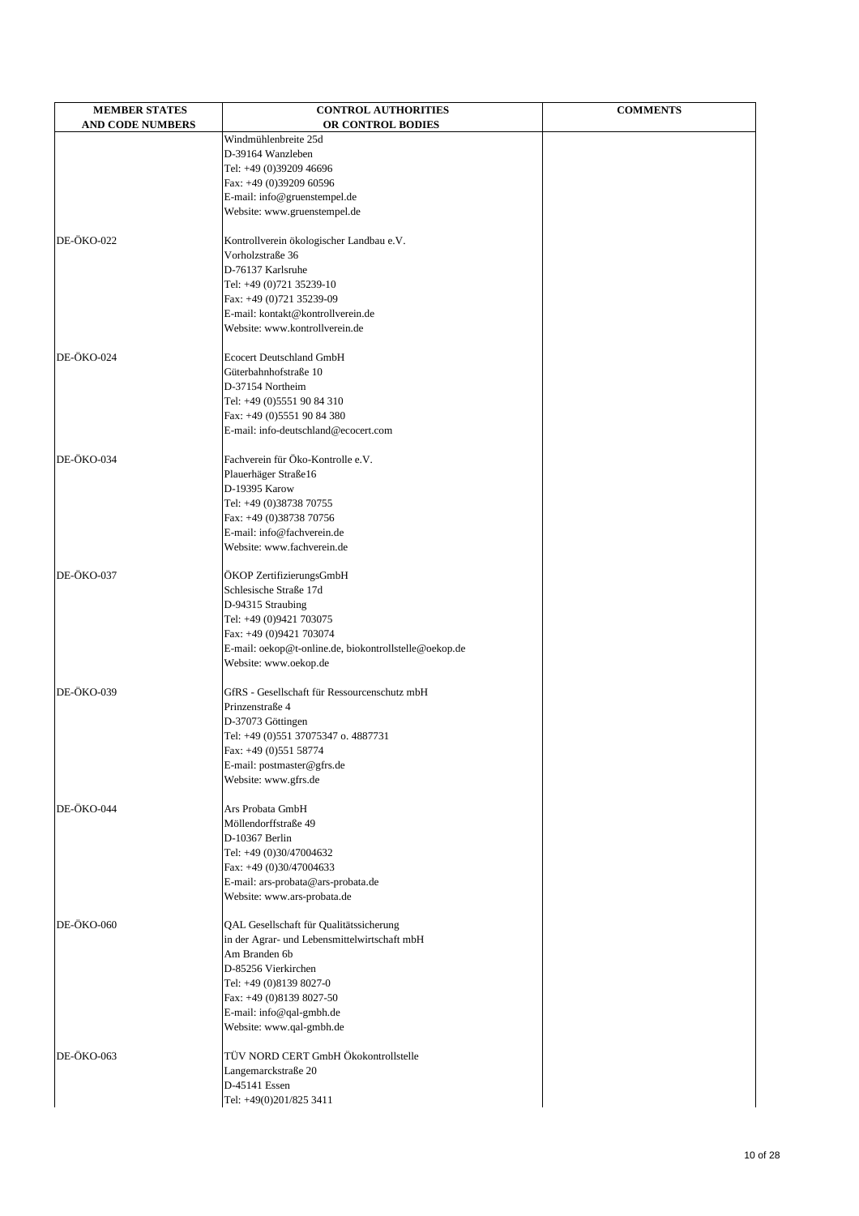| MEMBER STATES AND CODE NUMBERS | CONTROL AUTHORITIES OR CONTROL BODIES | COMMENTS |
|---|---|---|
| | Windmühlenbreite 25d<br>D-39164 Wanzleben<br>Tel: +49 (0)39209 46696<br>Fax: +49 (0)39209 60596<br>E-mail: info@gruenstempel.de<br>Website: www.gruenstempel.de | |
| DE-ÖKO-022 | Kontrollverein ökologischer Landbau e.V.<br>Vorholzstraße 36<br>D-76137 Karlsruhe<br>Tel: +49 (0)721 35239-10<br>Fax: +49 (0)721 35239-09<br>E-mail: kontakt@kontrollverein.de<br>Website: www.kontrollverein.de | |
| DE-ÖKO-024 | Ecocert Deutschland GmbH<br>Güterbahnhofstraße 10<br>D-37154 Northeim<br>Tel: +49 (0)5551 90 84 310<br>Fax: +49 (0)5551 90 84 380<br>E-mail: info-deutschland@ecocert.com | |
| DE-ÖKO-034 | Fachverein für Öko-Kontrolle e.V.<br>Plauerhäger Straße16<br>D-19395 Karow<br>Tel: +49 (0)38738 70755<br>Fax: +49 (0)38738 70756<br>E-mail: info@fachverein.de<br>Website: www.fachverein.de | |
| DE-ÖKO-037 | ÖKOP ZertifizierungsGmbH<br>Schlesische Straße 17d<br>D-94315 Straubing<br>Tel: +49 (0)9421 703075<br>Fax: +49 (0)9421 703074<br>E-mail: oekop@t-online.de, biokontrollstelle@oekop.de<br>Website: www.oekop.de | |
| DE-ÖKO-039 | GfRS - Gesellschaft für Ressourcenschutz mbH<br>Prinzenstraße 4<br>D-37073 Göttingen<br>Tel: +49 (0)551 37075347 o. 4887731<br>Fax: +49 (0)551 58774<br>E-mail: postmaster@gfrs.de<br>Website: www.gfrs.de | |
| DE-ÖKO-044 | Ars Probata GmbH<br>Möllendorffstraße 49<br>D-10367 Berlin<br>Tel: +49 (0)30/47004632<br>Fax: +49 (0)30/47004633<br>E-mail: ars-probata@ars-probata.de<br>Website: www.ars-probata.de | |
| DE-ÖKO-060 | QAL Gesellschaft für Qualitätssicherung<br>in der Agrar- und Lebensmittelwirtschaft mbH<br>Am Branden 6b<br>D-85256 Vierkirchen<br>Tel: +49 (0)8139 8027-0<br>Fax: +49 (0)8139 8027-50<br>E-mail: info@qal-gmbh.de<br>Website: www.qal-gmbh.de | |
| DE-ÖKO-063 | TÜV NORD CERT GmbH Ökokontrollstelle<br>Langemarckstraße 20<br>D-45141 Essen<br>Tel: +49(0)201/825 3411 | |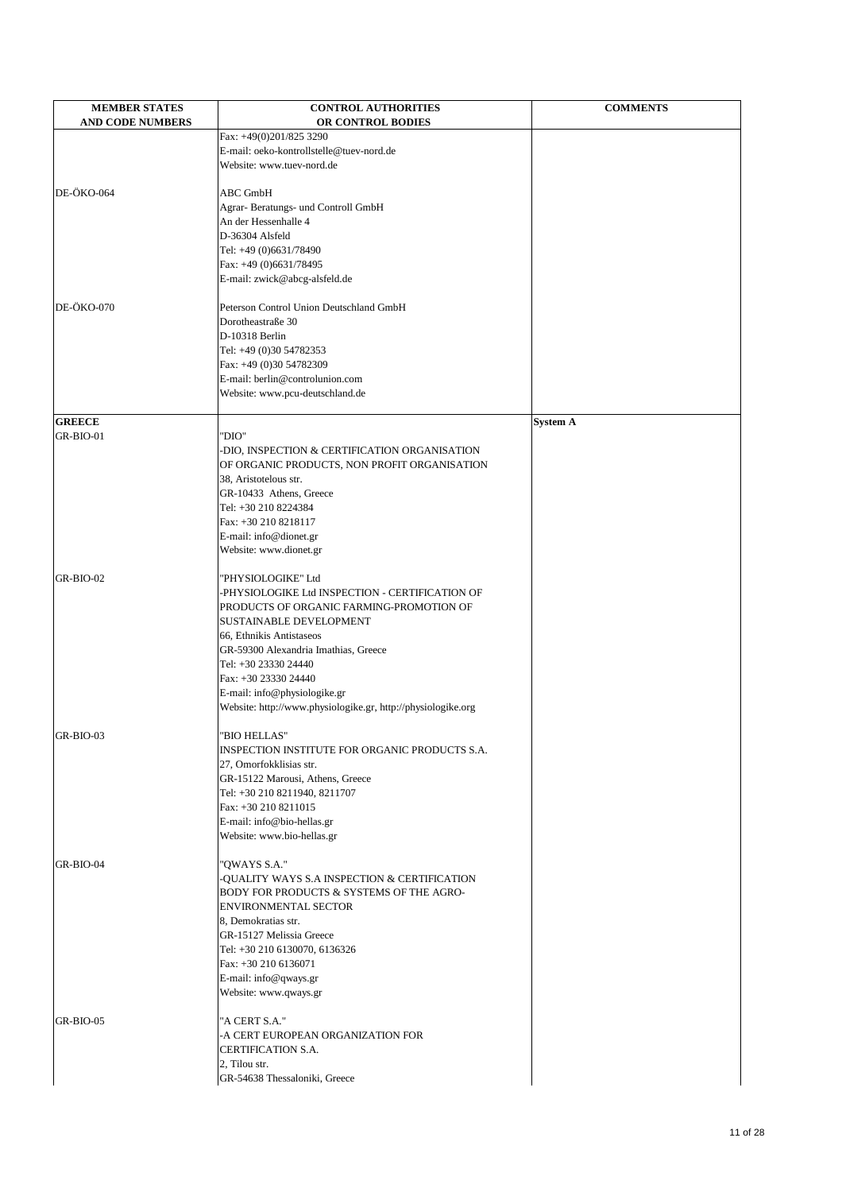| MEMBER STATES AND CODE NUMBERS | CONTROL AUTHORITIES OR CONTROL BODIES | COMMENTS |
|---|---|---|
| | Fax: +49(0)201/825 3290<br>E-mail: oeko-kontrollstelle@tuev-nord.de<br>Website: www.tuev-nord.de | |
| DE-ÖKO-064 | ABC GmbH<br>Agrar- Beratungs- und Controll GmbH<br>An der Hessenhalle 4<br>D-36304 Alsfeld<br>Tel: +49 (0)6631/78490<br>Fax: +49 (0)6631/78495<br>E-mail: zwick@abcg-alsfeld.de | |
| DE-ÖKO-070 | Peterson Control Union Deutschland GmbH<br>Dorotheastraße 30<br>D-10318 Berlin<br>Tel: +49 (0)30 54782353<br>Fax: +49 (0)30 54782309<br>E-mail: berlin@controlunion.com<br>Website: www.pcu-deutschland.de | |
| **GREECE** | | **System A** |
| GR-BIO-01 | "DIO"<br>-DIO, INSPECTION & CERTIFICATION ORGANISATION OF ORGANIC PRODUCTS, NON PROFIT ORGANISATION<br>38, Aristotelous str.<br>GR-10433 Athens, Greece<br>Tel: +30 210 8224384<br>Fax: +30 210 8218117<br>E-mail: info@dionet.gr<br>Website: www.dionet.gr | |
| GR-BIO-02 | "PHYSIOLOGIKE" Ltd<br>-PHYSIOLOGIKE Ltd INSPECTION - CERTIFICATION OF PRODUCTS OF ORGANIC FARMING-PROMOTION OF SUSTAINABLE DEVELOPMENT<br>66, Ethnikis Antistaseos<br>GR-59300 Alexandria Imathias, Greece<br>Tel: +30 23330 24440<br>Fax: +30 23330 24440<br>E-mail: info@physiologike.gr<br>Website: http://www.physiologike.gr, http://physiologike.org | |
| GR-BIO-03 | "BIO HELLAS"<br>INSPECTION INSTITUTE FOR ORGANIC PRODUCTS S.A.<br>27, Omorfokklisias str.<br>GR-15122 Marousi, Athens, Greece<br>Tel: +30 210 8211940, 8211707<br>Fax: +30 210 8211015<br>E-mail: info@bio-hellas.gr<br>Website: www.bio-hellas.gr | |
| GR-BIO-04 | "QWAYS S.A."<br>-QUALITY WAYS S.A INSPECTION & CERTIFICATION BODY FOR PRODUCTS & SYSTEMS OF THE AGRO-ENVIRONMENTAL SECTOR<br>8, Demokratias str.<br>GR-15127 Melissia Greece<br>Tel: +30 210 6130070, 6136326<br>Fax: +30 210 6136071<br>E-mail: info@qways.gr<br>Website: www.qways.gr | |
| GR-BIO-05 | "A CERT S.A."<br>-A CERT EUROPEAN ORGANIZATION FOR CERTIFICATION S.A.<br>2, Tilou str.<br>GR-54638 Thessaloniki, Greece | |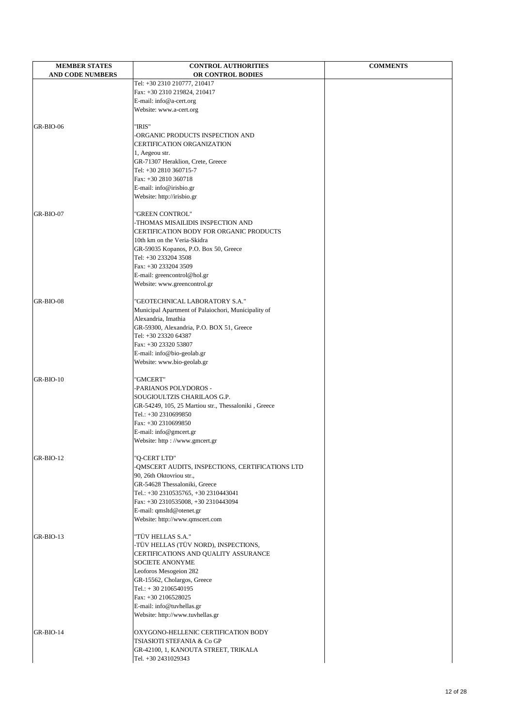| MEMBER STATES AND CODE NUMBERS | CONTROL AUTHORITIES OR CONTROL BODIES | COMMENTS |
|---|---|---|
| | Tel: +30 2310 210777, 210417<br>Fax: +30 2310 219824, 210417<br>E-mail: info@a-cert.org<br>Website: www.a-cert.org | |
| GR-BIO-06 | "IRIS"<br>-ORGANIC PRODUCTS INSPECTION AND CERTIFICATION ORGANIZATION<br>1, Aegeou str.<br>GR-71307 Heraklion, Crete, Greece<br>Tel: +30 2810 360715-7<br>Fax: +30 2810 360718<br>E-mail: info@irisbio.gr<br>Website: http://irisbio.gr | |
| GR-BIO-07 | "GREEN CONTROL"<br>-THOMAS MISAILIDIS INSPECTION AND CERTIFICATION BODY FOR ORGANIC PRODUCTS<br>10th km on the Veria-Skidra<br>GR-59035 Kopanos, P.O. Box 50, Greece<br>Tel: +30 233204 3508<br>Fax: +30 233204 3509<br>E-mail: greencontrol@hol.gr<br>Website: www.greencontrol.gr | |
| GR-BIO-08 | "GEOTECHNICAL LABORATORY S.A."<br>Municipal Apartment of Palaiochori, Municipality of Alexandria, Imathia<br>GR-59300, Alexandria, P.O. BOX 51, Greece<br>Tel: +30 23320 64387<br>Fax: +30 23320 53807<br>E-mail: info@bio-geolab.gr<br>Website: www.bio-geolab.gr | |
| GR-BIO-10 | "GMCERT"<br>-PARIANOS POLYDOROS - SOUGIOULTZIS CHARILAOS G.P.<br>GR-54249, 105, 25 Martiou str., Thessaloniki , Greece<br>Tel.: +30 2310699850<br>Fax: +30 2310699850<br>E-mail: info@gmcert.gr<br>Website: http : //www.gmcert.gr | |
| GR-BIO-12 | "Q-CERT LTD"<br>-QMSCERT AUDITS, INSPECTIONS, CERTIFICATIONS LTD<br>90, 26th Oktovriou str.,<br>GR-54628 Thessaloniki, Greece<br>Tel.: +30 2310535765, +30 2310443041<br>Fax: +30 2310535008, +30 2310443094<br>E-mail: qmsltd@otenet.gr<br>Website: http://www.qmscert.com | |
| GR-BIO-13 | "TÜV HELLAS S.A."<br>-TÜV HELLAS (TÜV NORD), INSPECTIONS, CERTIFICATIONS AND QUALITY ASSURANCE SOCIETE ANONYME<br>Leoforos Mesogeion 282<br>GR-15562, Cholargos, Greece<br>Tel.: + 30 2106540195<br>Fax: +30 2106528025<br>E-mail: info@tuvhellas.gr<br>Website: http://www.tuvhellas.gr | |
| GR-BIO-14 | OXYGONO-HELLENIC CERTIFICATION BODY<br>TSIASIOTI STEFANIA & Co GP<br>GR-42100, 1, KANOUTA STREET, TRIKALA<br>Tel. +30 2431029343 | |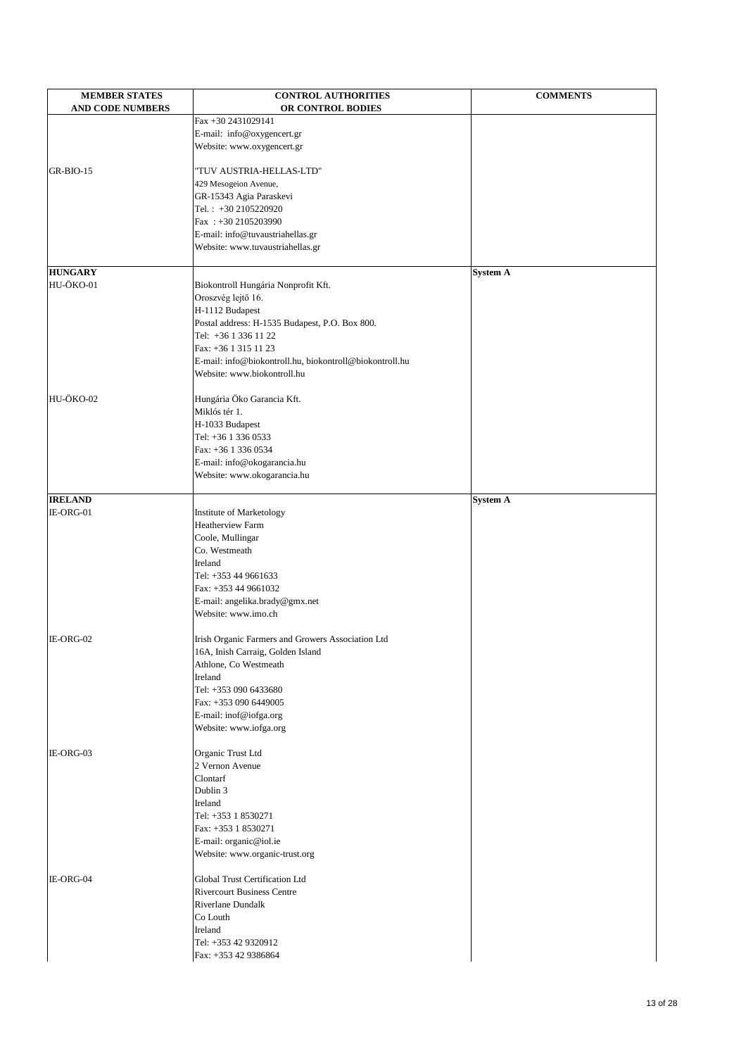| MEMBER STATES AND CODE NUMBERS | CONTROL AUTHORITIES OR CONTROL BODIES | COMMENTS |
|---|---|---|
| | Fax +30 2431029141<br>E-mail: info@oxygencert.gr<br>Website: www.oxygencert.gr | |
| GR-BIO-15 | "TUV AUSTRIA-HELLAS-LTD"<br>429 Mesogeion Avenue,<br>GR-15343 Agia Paraskevi<br>Tel. : +30 2105220920<br>Fax : +30 2105203990<br>E-mail: info@tuvaustriahellas.gr<br>Website: www.tuvaustriahellas.gr | |
| **HUNGARY** | | **System A** |
| HU-ÖKO-01 | Biokontroll Hungária Nonprofit Kft.<br>Oroszvég lejtő 16.<br>H-1112 Budapest<br>Postal address: H-1535 Budapest, P.O. Box 800.<br>Tel: +36 1 336 11 22<br>Fax: +36 1 315 11 23<br>E-mail: info@biokontroll.hu, biokontroll@biokontroll.hu<br>Website: www.biokontroll.hu | |
| HU-ÖKO-02 | Hungária Öko Garancia Kft.<br>Miklós tér 1.<br>H-1033 Budapest<br>Tel: +36 1 336 0533<br>Fax: +36 1 336 0534<br>E-mail: info@okogarancia.hu<br>Website: www.okogarancia.hu | |
| **IRELAND** | | **System A** |
| IE-ORG-01 | Institute of Marketology<br>Heatherview Farm<br>Coole, Mullingar<br>Co. Westmeath<br>Ireland<br>Tel: +353 44 9661633<br>Fax: +353 44 9661032<br>E-mail: angelika.brady@gmx.net<br>Website: www.imo.ch | |
| IE-ORG-02 | Irish Organic Farmers and Growers Association Ltd<br>16A, Inish Carraig, Golden Island<br>Athlone, Co Westmeath<br>Ireland<br>Tel: +353 090 6433680<br>Fax: +353 090 6449005<br>E-mail: inof@iofga.org<br>Website: www.iofga.org | |
| IE-ORG-03 | Organic Trust Ltd<br>2 Vernon Avenue<br>Clontarf<br>Dublin 3<br>Ireland<br>Tel: +353 1 8530271<br>Fax: +353 1 8530271<br>E-mail: organic@iol.ie<br>Website: www.organic-trust.org | |
| IE-ORG-04 | Global Trust Certification Ltd<br>Rivercourt Business Centre<br>Riverlane Dundalk<br>Co Louth<br>Ireland<br>Tel: +353 42 9320912<br>Fax: +353 42 9386864 | |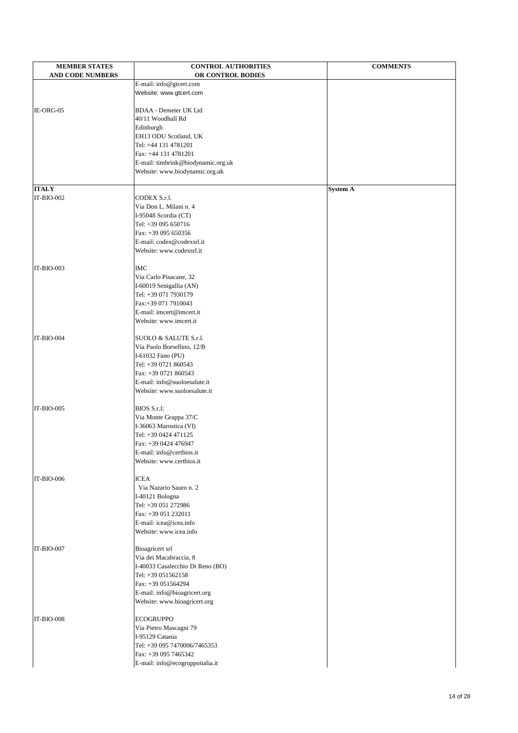| MEMBER STATES AND CODE NUMBERS | CONTROL AUTHORITIES OR CONTROL BODIES | COMMENTS |
|---|---|---|
| | E-mail: info@gtcert.com<br>Website: www.gtcert.com | |
| IE-ORG-05 | BDAA - Demeter UK Ltd<br>40/11 Woodhall Rd<br>Edinburgh<br>EH13 ODU Scotland, UK<br>Tel: +44 131 4781201<br>Fax: +44 131 4781201<br>E-mail: timbrink@biodynamic.org.uk<br>Website: www.biodynamic.org.uk | |
| **ITALY** | | **System A** |
| IT-BIO-002 | CODEX S.r.l.<br>Via Don L. Milani n. 4<br>I-95048 Scordia (CT)<br>Tel: +39 095 650716<br>Fax: +39 095 650356<br>E-mail: codex@codexsrl.it<br>Website: www.codexsrl.it | |
| IT-BIO-003 | IMC<br>Via Carlo Pisacane, 32<br>I-60019 Senigallia (AN)<br>Tel: +39 071 7930179<br>Fax:+39 071 7910043<br>E-mail: imcert@imcert.it<br>Website: www.imcert.it | |
| IT-BIO-004 | SUOLO & SALUTE S.r.l.<br>Via Paolo Borsellino, 12/B<br>I-61032 Fano (PU)<br>Tel: +39 0721 860543<br>Fax: +39 0721 860543<br>E-mail: info@suoloesalute.it<br>Website: www.suoloesalute.it | |
| IT-BIO-005 | BIOS S.r.l;<br>Via Monte Grappa 37/C<br>I-36063 Marostica (VI)<br>Tel: +39 0424 471125<br>Fax: +39 0424 476947<br>E-mail: info@certbios.it<br>Website: www.certbios.it | |
| IT-BIO-006 | ICEA<br>Via Nazario Sauro n. 2<br>I-40121 Bologna<br>Tel: +39 051 272986<br>Fax: +39 051 232011<br>E-mail: icea@icea.info<br>Website: www.icea.info | |
| IT-BIO-007 | Bioagricert srl<br>Via dei Macabraccia, 8<br>I-40033 Casalecchio Di Reno (BO)<br>Tel: +39 051562158<br>Fax: +39 051564294<br>E-mail: info@bioagricert.org<br>Website: www.bioagricert.org | |
| IT-BIO-008 | ECOGRUPPO<br>Via Pietro Mascagni 79<br>I-95129 Catania<br>Tel: +39 095 7470006/7465353<br>Fax: +39 095 7465342<br>E-mail: info@ecogruppoitalia.it | |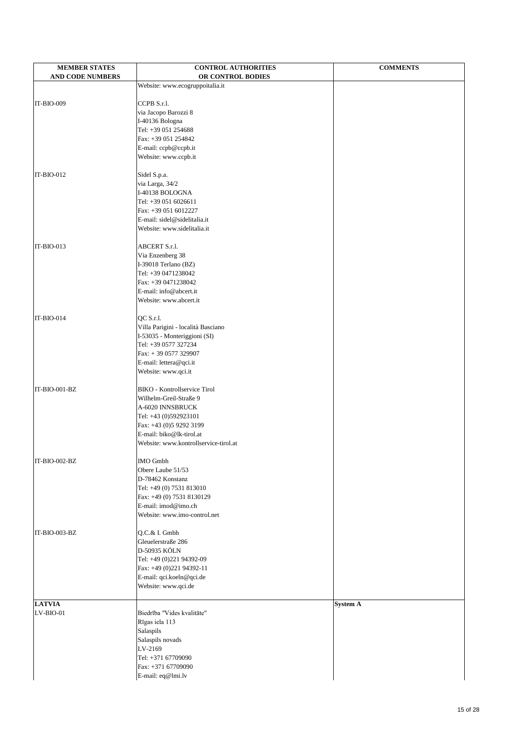| MEMBER STATES AND CODE NUMBERS | CONTROL AUTHORITIES OR CONTROL BODIES | COMMENTS |
|---|---|---|
| | Website: www.ecogruppoitalia.it | |
| IT-BIO-009 | CCPB S.r.l.<br>via Jacopo Barozzi 8<br>I-40136 Bologna<br>Tel: +39 051 254688<br>Fax: +39 051 254842<br>E-mail: ccpb@ccpb.it<br>Website: www.ccpb.it | |
| IT-BIO-012 | Sidel S.p.a.<br>via Larga, 34/2<br>I-40138 BOLOGNA<br>Tel: +39 051 6026611<br>Fax: +39 051 6012227<br>E-mail: sidel@sidelitalia.it<br>Website: www.sidelitalia.it | |
| IT-BIO-013 | ABCERT S.r.l.<br>Via Enzenberg 38<br>I-39018 Terlano (BZ)<br>Tel: +39 0471238042<br>Fax: +39 0471238042<br>E-mail: info@abcert.it<br>Website: www.abcert.it | |
| IT-BIO-014 | QC S.r.l.<br>Villa Parigini - località Basciano<br>I-53035 - Monteriggioni (SI)<br>Tel: +39 0577 327234<br>Fax: + 39 0577 329907<br>E-mail: lettera@qci.it<br>Website: www.qci.it | |
| IT-BIO-001-BZ | BIKO - Kontrollservice Tirol<br>Wilhelm-Greil-Straße 9<br>A-6020 INNSBRUCK<br>Tel: +43 (0)592923101<br>Fax: +43 (0)5 9292 3199<br>E-mail: biko@lk-tirol.at<br>Website: www.kontrollservice-tirol.at | |
| IT-BIO-002-BZ | IMO Gmbh<br>Obere Laube 51/53<br>D-78462 Konstanz<br>Tel: +49 (0) 7531 813010<br>Fax: +49 (0) 7531 8130129<br>E-mail: imod@imo.ch<br>Website: www.imo-control.net | |
| IT-BIO-003-BZ | Q.C.& I. Gmbh<br>Gleuelerstraße 286<br>D-50935 KÖLN<br>Tel: +49 (0)221 94392-09<br>Fax: +49 (0)221 94392-11<br>E-mail: qci.koeln@qci.de<br>Website: www.qci.de | |
| **LATVIA** | | **System A** |
| LV-BIO-01 | Biedrība "Vides kvalitāte"<br>Rīgas iela 113<br>Salaspils<br>Salaspils novads<br>LV-2169<br>Tel: +371 67709090<br>Fax: +371 67709090<br>E-mail: eq@lmi.lv | |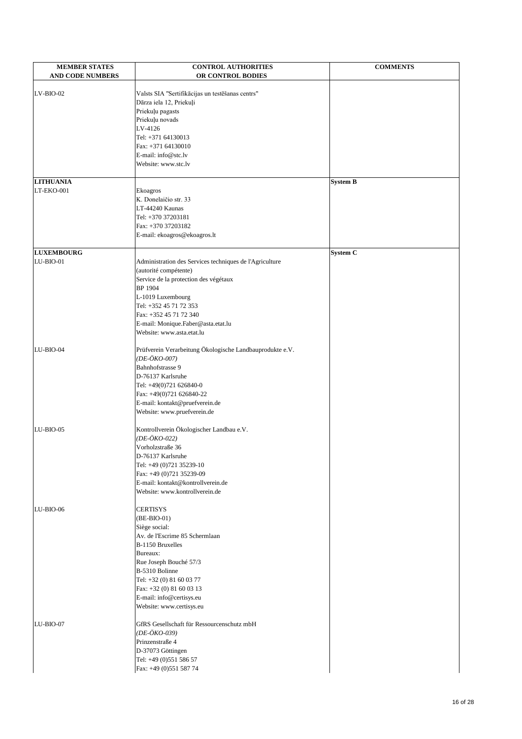| MEMBER STATES AND CODE NUMBERS | CONTROL AUTHORITIES OR CONTROL BODIES | COMMENTS |
| --- | --- | --- |
| LV-BIO-02 | Valsts SIA "Sertifikācijas un testēšanas centrs"<br>Dārza iela 12, Priekuļi<br>Priekuļu pagasts<br>Priekuļu novads<br>LV-4126<br>Tel: +371 64130013<br>Fax: +371 64130010<br>E-mail: info@stc.lv<br>Website: www.stc.lv | |
| **LITHUANIA** | | **System B** |
| LT-EKO-001 | Ekoagros<br>K. Donelaičio str. 33<br>LT-44240 Kaunas<br>Tel: +370 37203181<br>Fax: +370 37203182<br>E-mail: ekoagros@ekoagros.lt | |
| **LUXEMBOURG** | | **System C** |
| LU-BIO-01 | Administration des Services techniques de l'Agriculture<br>(autorité compétente)<br>Service de la protection des végétaux<br>BP 1904<br>L-1019 Luxembourg<br>Tel: +352 45 71 72 353<br>Fax: +352 45 71 72 340<br>E-mail: Monique.Faber@asta.etat.lu<br>Website: www.asta.etat.lu | |
| LU-BIO-04 | Prüfverein Verarbeitung Ökologische Landbauprodukte e.V.<br>*(DE-ÖKO-007)*<br>Bahnhofstrasse 9<br>D-76137 Karlsruhe<br>Tel: +49(0)721 626840-0<br>Fax: +49(0)721 626840-22<br>E-mail: kontakt@pruefverein.de<br>Website: www.pruefverein.de | |
| LU-BIO-05 | Kontrollverein Ökologischer Landbau e.V.<br>*(DE-ÖKO-022)*<br>Vorholzstraße 36<br>D-76137 Karlsruhe<br>Tel: +49 (0)721 35239-10<br>Fax: +49 (0)721 35239-09<br>E-mail: kontakt@kontrollverein.de<br>Website: www.kontrollverein.de | |
| LU-BIO-06 | CERTISYS<br>(BE-BIO-01)<br>Siège social:<br>Av. de l'Escrime 85 Schermlaan<br>B-1150 Bruxelles<br>Bureaux:<br>Rue Joseph Bouché 57/3<br>B-5310 Bolinne<br>Tel: +32 (0) 81 60 03 77<br>Fax: +32 (0) 81 60 03 13<br>E-mail: info@certisys.eu<br>Website: www.certisys.eu | |
| LU-BIO-07 | GfRS Gesellschaft für Ressourcenschutz mbH<br>*(DE-ÖKO-039)*<br>Prinzenstraße 4<br>D-37073 Göttingen<br>Tel: +49 (0)551 586 57<br>Fax: +49 (0)551 587 74 | |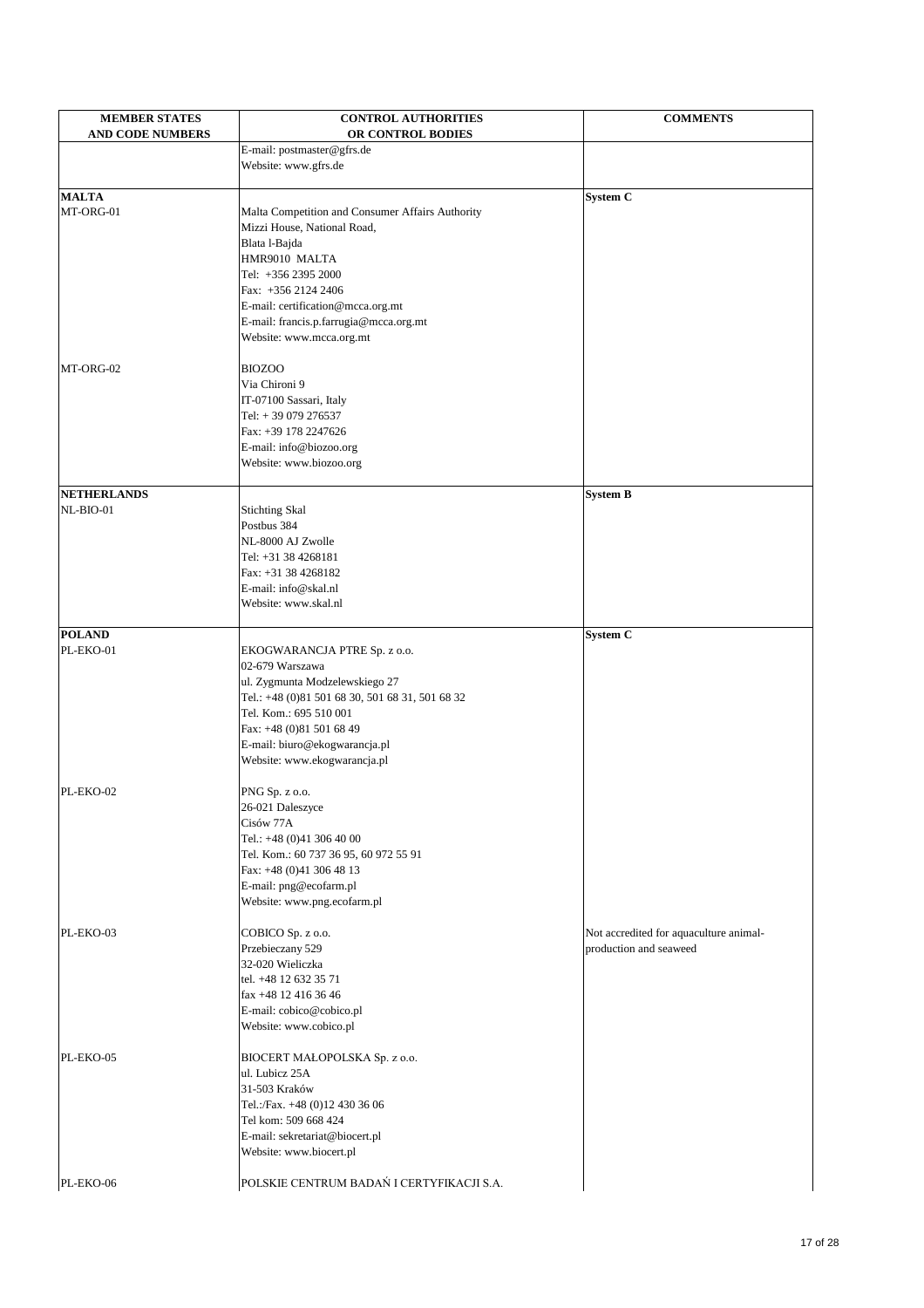| MEMBER STATES AND CODE NUMBERS | CONTROL AUTHORITIES OR CONTROL BODIES | COMMENTS |
|---|---|---|
| | E-mail: postmaster@gfrs.de<br>Website: www.gfrs.de | |
| **MALTA** | | **System C** |
| MT-ORG-01 | Malta Competition and Consumer Affairs Authority<br>Mizzi House, National Road,<br>Blata l-Bajda<br>HMR9010 MALTA<br>Tel: +356 2395 2000<br>Fax: +356 2124 2406<br>E-mail: certification@mcca.org.mt<br>E-mail: francis.p.farrugia@mcca.org.mt<br>Website: www.mcca.org.mt | |
| MT-ORG-02 | BIOZOO<br>Via Chironi 9<br>IT-07100 Sassari, Italy<br>Tel: + 39 079 276537<br>Fax: +39 178 2247626<br>E-mail: info@biozoo.org<br>Website: www.biozoo.org | |
| **NETHERLANDS** | | **System B** |
| NL-BIO-01 | Stichting Skal<br>Postbus 384<br>NL-8000 AJ Zwolle<br>Tel: +31 38 4268181<br>Fax: +31 38 4268182<br>E-mail: info@skal.nl<br>Website: www.skal.nl | |
| **POLAND** | | **System C** |
| PL-EKO-01 | EKOGWARANCJA PTRE Sp. z o.o.<br>02-679 Warszawa<br>ul. Zygmunta Modzelewskiego 27<br>Tel.: +48 (0)81 501 68 30, 501 68 31, 501 68 32<br>Tel. Kom.: 695 510 001<br>Fax: +48 (0)81 501 68 49<br>E-mail: biuro@ekogwarancja.pl<br>Website: www.ekogwarancja.pl | |
| PL-EKO-02 | PNG Sp. z o.o.<br>26-021 Daleszyce<br>Cisów 77A<br>Tel.: +48 (0)41 306 40 00<br>Tel. Kom.: 60 737 36 95, 60 972 55 91<br>Fax: +48 (0)41 306 48 13<br>E-mail: png@ecofarm.pl<br>Website: www.png.ecofarm.pl | |
| PL-EKO-03 | COBICO Sp. z o.o.<br>Przebieczany 529<br>32-020 Wieliczka<br>tel. +48 12 632 35 71<br>fax +48 12 416 36 46<br>E-mail: cobico@cobico.pl<br>Website: www.cobico.pl | Not accredited for aquaculture animal-production and seaweed |
| PL-EKO-05 | BIOCERT MAŁOPOLSKA Sp. z o.o.<br>ul. Lubicz 25A<br>31-503 Kraków<br>Tel.:/Fax. +48 (0)12 430 36 06<br>Tel kom: 509 668 424<br>E-mail: sekretariat@biocert.pl<br>Website: www.biocert.pl | |
| PL-EKO-06 | POLSKIE CENTRUM BADAŃ I CERTYFIKACJI S.A. | |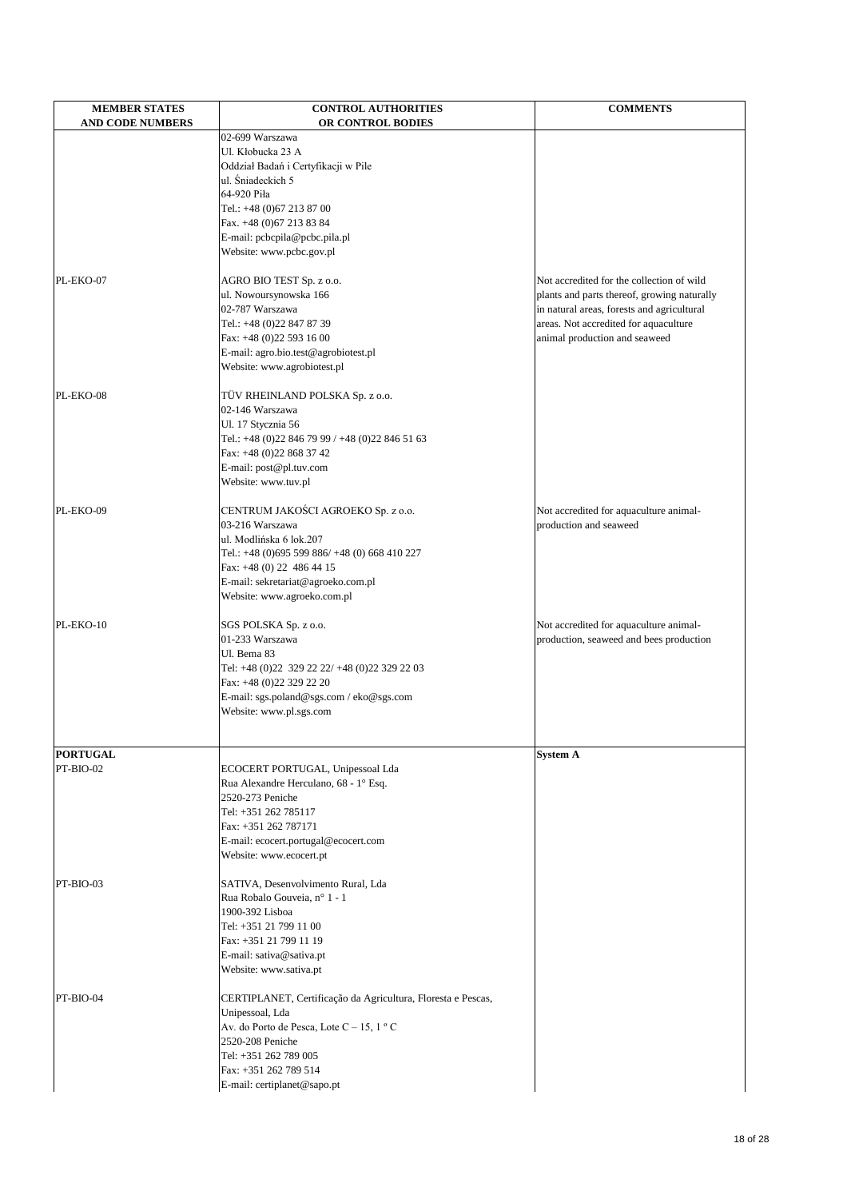| MEMBER STATES AND CODE NUMBERS | CONTROL AUTHORITIES OR CONTROL BODIES | COMMENTS |
|---|---|---|
| | 02-699 Warszawa<br>Ul. Kłobucka 23 A<br>Oddział Badań i Certyfikacji w Pile<br>ul. Śniadeckich 5<br>64-920 Piła<br>Tel.: +48 (0)67 213 87 00<br>Fax. +48 (0)67 213 83 84<br>E-mail: pcbcpila@pcbc.pila.pl<br>Website: www.pcbc.gov.pl | |
| PL-EKO-07 | AGRO BIO TEST Sp. z o.o.<br>ul. Nowoursynowska 166<br>02-787 Warszawa<br>Tel.: +48 (0)22 847 87 39<br>Fax: +48 (0)22 593 16 00<br>E-mail: agro.bio.test@agrobiotest.pl<br>Website: www.agrobiotest.pl | Not accredited for the collection of wild plants and parts thereof, growing naturally in natural areas, forests and agricultural areas. Not accredited for aquaculture animal production and seaweed |
| PL-EKO-08 | TÜV RHEINLAND POLSKA Sp. z o.o.<br>02-146 Warszawa<br>Ul. 17 Stycznia 56<br>Tel.: +48 (0)22 846 79 99 / +48 (0)22 846 51 63<br>Fax: +48 (0)22 868 37 42<br>E-mail: post@pl.tuv.com<br>Website: www.tuv.pl | |
| PL-EKO-09 | CENTRUM JAKOŚCI AGROEKO Sp. z o.o.<br>03-216 Warszawa<br>ul. Modlińska 6 lok.207<br>Tel.: +48 (0)695 599 886/ +48 (0) 668 410 227<br>Fax: +48 (0) 22 486 44 15<br>E-mail: sekretariat@agroeko.com.pl<br>Website: www.agroeko.com.pl | Not accredited for aquaculture animal-production and seaweed |
| PL-EKO-10 | SGS POLSKA Sp. z o.o.<br>01-233 Warszawa<br>Ul. Bema 83<br>Tel: +48 (0)22 329 22 22/ +48 (0)22 329 22 03<br>Fax: +48 (0)22 329 22 20<br>E-mail: sgs.poland@sgs.com / eko@sgs.com<br>Website: www.pl.sgs.com | Not accredited for aquaculture animal-production, seaweed and bees production |
| **PORTUGAL** | | **System A** |
| PT-BIO-02 | ECOCERT PORTUGAL, Unipessoal Lda<br>Rua Alexandre Herculano, 68 - 1° Esq.<br>2520-273 Peniche<br>Tel: +351 262 785117<br>Fax: +351 262 787171<br>E-mail: ecocert.portugal@ecocert.com<br>Website: www.ecocert.pt | |
| PT-BIO-03 | SATIVA, Desenvolvimento Rural, Lda<br>Rua Robalo Gouveia, n° 1 - 1<br>1900-392 Lisboa<br>Tel: +351 21 799 11 00<br>Fax: +351 21 799 11 19<br>E-mail: sativa@sativa.pt<br>Website: www.sativa.pt | |
| PT-BIO-04 | CERTIPLANET, Certificação da Agricultura, Floresta e Pescas, Unipessoal, Lda<br>Av. do Porto de Pesca, Lote C – 15, 1 ° C<br>2520-208 Peniche<br>Tel: +351 262 789 005<br>Fax: +351 262 789 514<br>E-mail: certiplanet@sapo.pt | |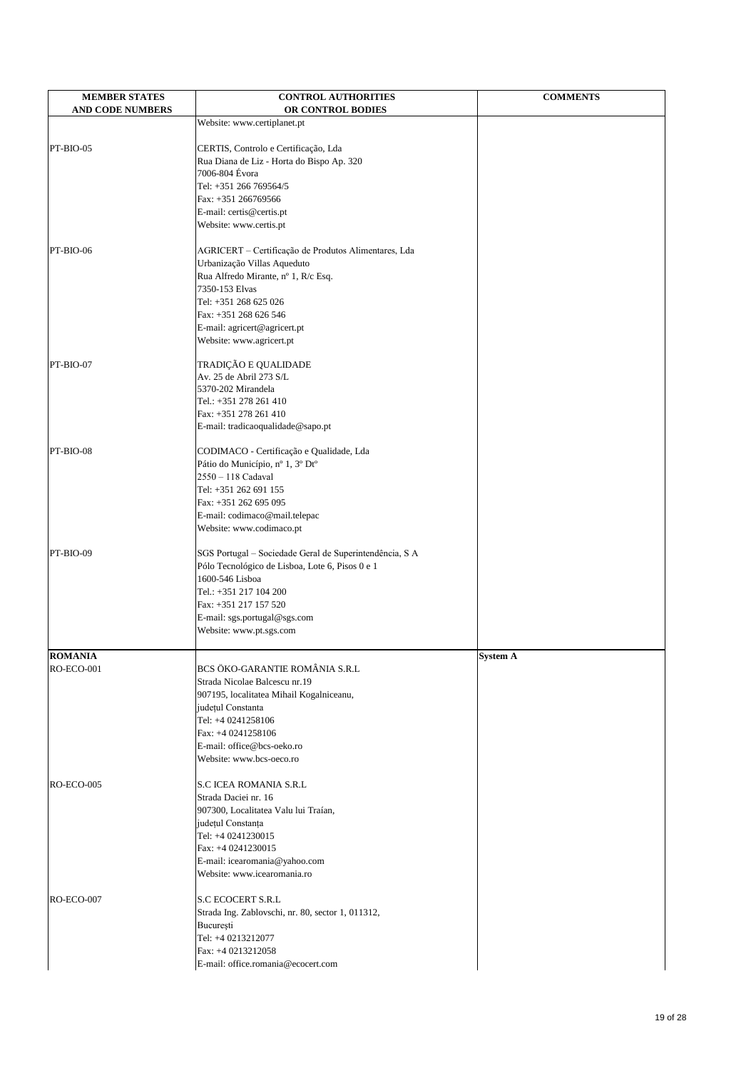| MEMBER STATES AND CODE NUMBERS | CONTROL AUTHORITIES OR CONTROL BODIES | COMMENTS |
|---|---|---|
| | Website: www.certiplanet.pt | |
| PT-BIO-05 | CERTIS, Controlo e Certificação, Lda<br>Rua Diana de Liz - Horta do Bispo Ap. 320<br>7006-804 Évora<br>Tel: +351 266 769564/5<br>Fax: +351 266769566<br>E-mail: certis@certis.pt<br>Website: www.certis.pt | |
| PT-BIO-06 | AGRICERT – Certificação de Produtos Alimentares, Lda<br>Urbanização Villas Aqueduto<br>Rua Alfredo Mirante, nº 1, R/c Esq.<br>7350-153 Elvas<br>Tel: +351 268 625 026<br>Fax: +351 268 626 546<br>E-mail: agricert@agricert.pt<br>Website: www.agricert.pt | |
| PT-BIO-07 | TRADIÇÃO E QUALIDADE<br>Av. 25 de Abril 273 S/L<br>5370-202 Mirandela<br>Tel.: +351 278 261 410<br>Fax: +351 278 261 410<br>E-mail: tradicaoqualidade@sapo.pt | |
| PT-BIO-08 | CODIMACO - Certificação e Qualidade, Lda<br>Pátio do Município, nº 1, 3º Dtº<br>2550 – 118 Cadaval<br>Tel: +351 262 691 155<br>Fax: +351 262 695 095<br>E-mail: codimaco@mail.telepac<br>Website: www.codimaco.pt | |
| PT-BIO-09 | SGS Portugal – Sociedade Geral de Superintendência, S A<br>Pólo Tecnológico de Lisboa, Lote 6, Pisos 0 e 1<br>1600-546 Lisboa<br>Tel.: +351 217 104 200<br>Fax: +351 217 157 520<br>E-mail: sgs.portugal@sgs.com<br>Website: www.pt.sgs.com | |
| **ROMANIA** | | **System A** |
| RO-ECO-001 | BCS ÖKO-GARANTIE ROMÂNIA S.R.L<br>Strada Nicolae Balcescu nr.19<br>907195, localitatea Mihail Kogalniceanu,<br>județul Constanta<br>Tel: +4 0241258106<br>Fax: +4 0241258106<br>E-mail: office@bcs-oeko.ro<br>Website: www.bcs-oeco.ro | |
| RO-ECO-005 | S.C ICEA ROMANIA S.R.L<br>Strada Daciei nr. 16<br>907300, Localitatea Valu lui Traían,<br>județul Constanța<br>Tel: +4 0241230015<br>Fax: +4 0241230015<br>E-mail: icearomania@yahoo.com<br>Website: www.icearomania.ro | |
| RO-ECO-007 | S.C ECOCERT S.R.L<br>Strada Ing. Zablovschi, nr. 80, sector 1, 011312,<br>București<br>Tel: +4 0213212077<br>Fax: +4 0213212058<br>E-mail: office.romania@ecocert.com | |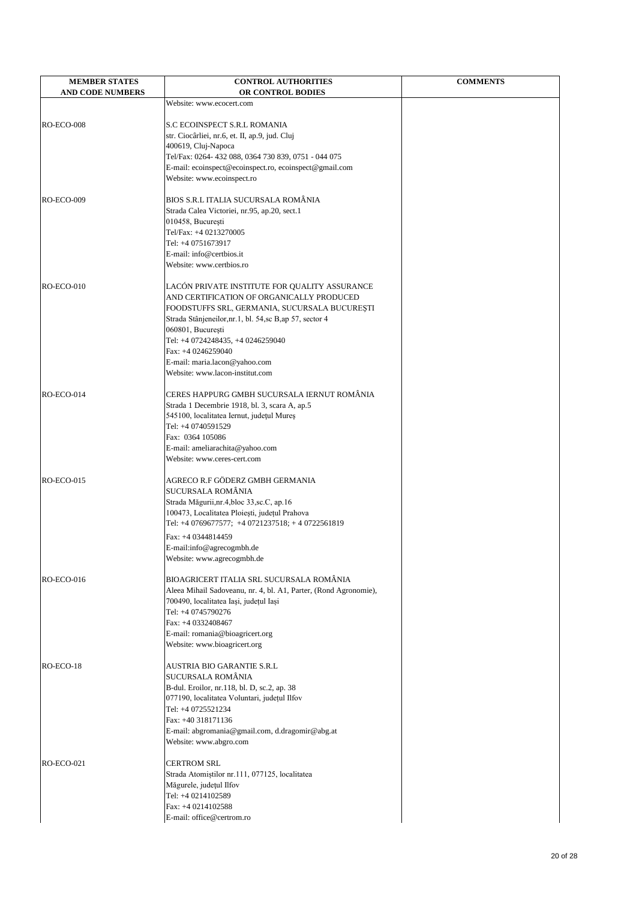| MEMBER STATES AND CODE NUMBERS | CONTROL AUTHORITIES OR CONTROL BODIES | COMMENTS |
|---|---|---|
| | Website: www.ecocert.com | |
| RO-ECO-008 | S.C ECOINSPECT S.R.L ROMANIA<br>str. Ciocârliei, nr.6, et. II, ap.9, jud. Cluj<br>400619, Cluj-Napoca<br>Tel/Fax: 0264- 432 088, 0364 730 839, 0751 - 044 075<br>E-mail: ecoinspect@ecoinspect.ro, ecoinspect@gmail.com<br>Website: www.ecoinspect.ro | |
| RO-ECO-009 | BIOS S.R.L ITALIA SUCURSALA ROMÂNIA<br>Strada Calea Victoriei, nr.95, ap.20, sect.1<br>010458, București<br>Tel/Fax: +4 0213270005<br>Tel: +4 0751673917<br>E-mail: info@certbios.it<br>Website: www.certbios.ro | |
| RO-ECO-010 | LACÓN PRIVATE INSTITUTE FOR QUALITY ASSURANCE AND CERTIFICATION OF ORGANICALLY PRODUCED FOODSTUFFS SRL, GERMANIA, SUCURSALA BUCUREȘTI<br>Strada Stânjeneilor,nr.1, bl. 54,sc B,ap 57, sector 4<br>060801, București<br>Tel: +4 0724248435, +4 0246259040<br>Fax: +4 0246259040<br>E-mail: maria.lacon@yahoo.com<br>Website: www.lacon-institut.com | |
| RO-ECO-014 | CERES HAPPURG GMBH SUCURSALA IERNUT ROMÂNIA<br>Strada 1 Decembrie 1918, bl. 3, scara A, ap.5<br>545100, localitatea Iernut, județul Mureș<br>Tel: +4 0740591529<br>Fax: 0364 105086<br>E-mail: ameliarachita@yahoo.com<br>Website: www.ceres-cert.com | |
| RO-ECO-015 | AGRECO R.F GÖDERZ GMBH GERMANIA SUCURSALA ROMÂNIA<br>Strada Măgurii,nr.4,bloc 33,sc.C, ap.16<br>100473, Localitatea Ploiești, județul Prahova<br>Tel: +4 0769677577; +4 0721237518; + 4 0722561819<br>Fax: +4 0344814459<br>E-mail:info@agrecogmbh.de<br>Website: www.agrecogmbh.de | |
| RO-ECO-016 | BIOAGRICERT ITALIA SRL SUCURSALA ROMÂNIA<br>Aleea Mihail Sadoveanu, nr. 4, bl. A1, Parter, (Rond Agronomie),<br>700490, localitatea Iași, județul Iași<br>Tel: +4 0745790276<br>Fax: +4 0332408467<br>E-mail: romania@bioagricert.org<br>Website: www.bioagricert.org | |
| RO-ECO-18 | AUSTRIA BIO GARANTIE S.R.L SUCURSALA ROMÂNIA<br>B-dul. Eroilor, nr.118, bl. D, sc.2, ap. 38<br>077190, localitatea Voluntari, județul Ilfov<br>Tel: +4 0725521234<br>Fax: +40 318171136<br>E-mail: abgromania@gmail.com, d.dragomir@abg.at<br>Website: www.abgro.com | |
| RO-ECO-021 | CERTROM SRL<br>Strada Atomiștilor nr.111, 077125, localitatea Măgurele, județul Ilfov<br>Tel: +4 0214102589<br>Fax: +4 0214102588<br>E-mail: office@certrom.ro | |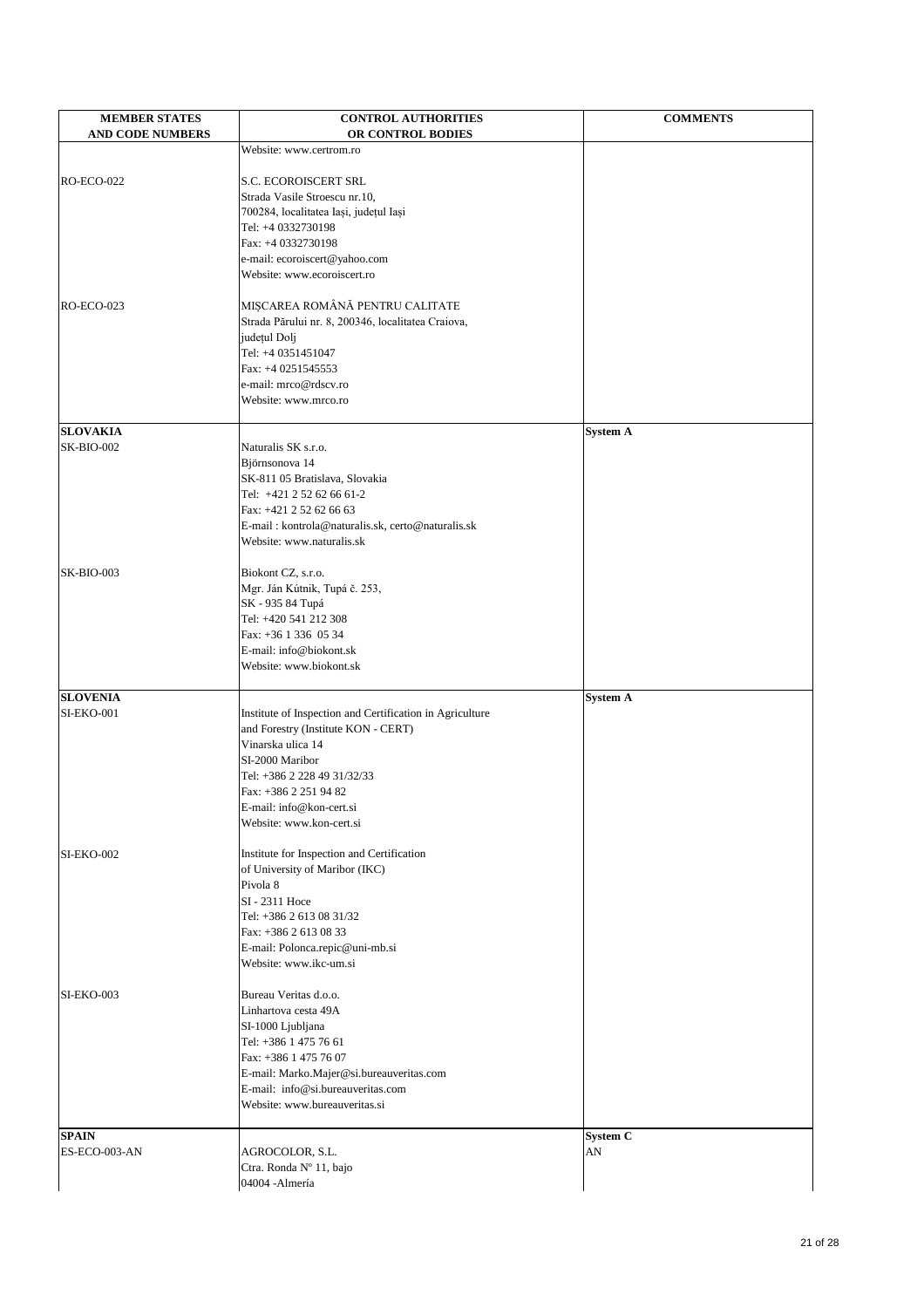| MEMBER STATES AND CODE NUMBERS | CONTROL AUTHORITIES OR CONTROL BODIES | COMMENTS |
|---|---|---|
| | Website: www.certrom.ro | |
| RO-ECO-022 | S.C. ECOROISCERT SRL<br>Strada Vasile Stroescu nr.10,<br>700284, localitatea Iași, județul Iași<br>Tel: +4 0332730198<br>Fax: +4 0332730198<br>e-mail: ecoroiscert@yahoo.com<br>Website: www.ecoroiscert.ro | |
| RO-ECO-023 | MIȘCAREA ROMÂNĂ PENTRU CALITATE<br>Strada Părului nr. 8, 200346, localitatea Craiova, județul Dolj<br>Tel: +4 0351451047<br>Fax: +4 0251545553<br>e-mail: mrco@rdscv.ro<br>Website: www.mrco.ro | |
| **SLOVAKIA** | | **System A** |
| SK-BIO-002 | Naturalis SK s.r.o.<br>Björnsonova 14<br>SK-811 05 Bratislava, Slovakia<br>Tel: +421 2 52 62 66 61-2<br>Fax: +421 2 52 62 66 63<br>E-mail : kontrola@naturalis.sk, certo@naturalis.sk<br>Website: www.naturalis.sk | |
| SK-BIO-003 | Biokont CZ, s.r.o.<br>Mgr. Ján Kútnik, Tupá č. 253,<br>SK - 935 84 Tupá<br>Tel: +420 541 212 308<br>Fax: +36 1 336 05 34<br>E-mail: info@biokont.sk<br>Website: www.biokont.sk | |
| **SLOVENIA** | | **System A** |
| SI-EKO-001 | Institute of Inspection and Certification in Agriculture and Forestry (Institute KON - CERT)<br>Vinarska ulica 14<br>SI-2000 Maribor<br>Tel: +386 2 228 49 31/32/33<br>Fax: +386 2 251 94 82<br>E-mail: info@kon-cert.si<br>Website: www.kon-cert.si | |
| SI-EKO-002 | Institute for Inspection and Certification of University of Maribor (IKC)<br>Pivola 8<br>SI - 2311 Hoce<br>Tel: +386 2 613 08 31/32<br>Fax: +386 2 613 08 33<br>E-mail: Polonca.repic@uni-mb.si<br>Website: www.ikc-um.si | |
| SI-EKO-003 | Bureau Veritas d.o.o.<br>Linhartova cesta 49A<br>SI-1000 Ljubljana<br>Tel: +386 1 475 76 61<br>Fax: +386 1 475 76 07<br>E-mail: Marko.Majer@si.bureauveritas.com<br>E-mail: info@si.bureauveritas.com<br>Website: www.bureauveritas.si | |
| **SPAIN** | | **System C** |
| ES-ECO-003-AN | AGROCOLOR, S.L.<br>Ctra. Ronda Nº 11, bajo<br>04004 -Almería | AN |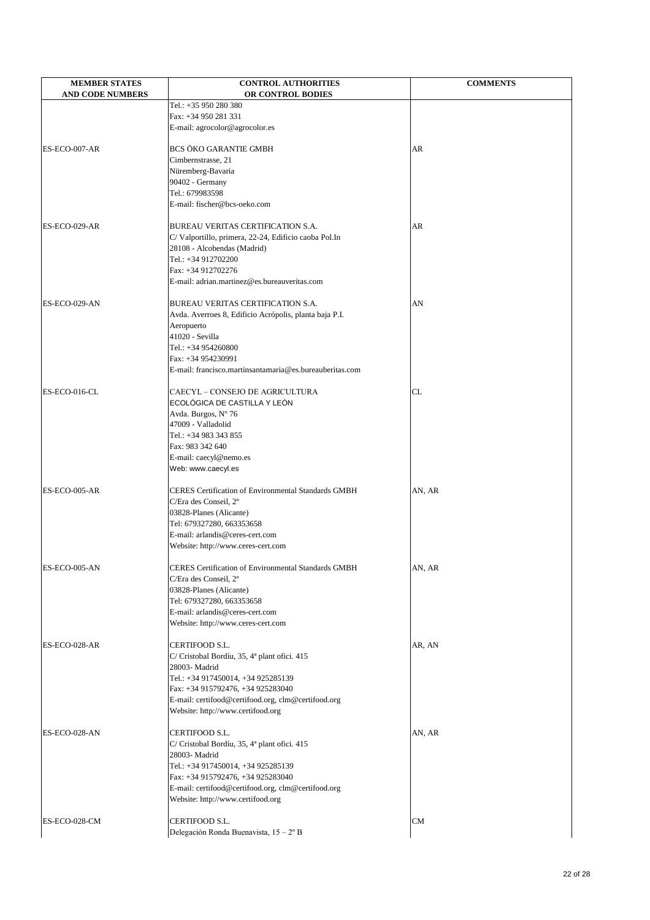| MEMBER STATES AND CODE NUMBERS | CONTROL AUTHORITIES OR CONTROL BODIES | COMMENTS |
|---|---|---|
| | Tel.: +35 950 280 380<br>Fax: +34 950 281 331<br>E-mail: agrocolor@agrocolor.es | |
| ES-ECO-007-AR | BCS ÖKO GARANTIE GMBH<br>Cimbernstrasse, 21<br>Nüremberg-Bavaria<br>90402 - Germany<br>Tel.: 679983598<br>E-mail: fischer@bcs-oeko.com | AR |
| ES-ECO-029-AR | BUREAU VERITAS CERTIFICATION S.A.<br>C/ Valportillo, primera, 22-24, Edificio caoba Pol.In<br>28108 - Alcobendas (Madrid)<br>Tel.: +34 912702200<br>Fax: +34 912702276<br>E-mail: adrian.martinez@es.bureauveritas.com | AR |
| ES-ECO-029-AN | BUREAU VERITAS CERTIFICATION S.A.<br>Avda. Averroes 8, Edificio Acrópolis, planta baja P.I. Aeropuerto<br>41020 - Sevilla<br>Tel.: +34 954260800<br>Fax: +34 954230991<br>E-mail: francisco.martinsantamaria@es.bureauberitas.com | AN |
| ES-ECO-016-CL | CAECYL – CONSEJO DE AGRICULTURA ECOLÓGICA DE CASTILLA Y LEÓN<br>Avda. Burgos, Nº 76<br>47009 - Valladolid<br>Tel.: +34 983 343 855<br>Fax: 983 342 640<br>E-mail: caecyl@nemo.es<br>Web: www.caecyl.es | CL |
| ES-ECO-005-AR | CERES Certification of Environmental Standards GMBH<br>C/Era des Conseil, 2º<br>03828-Planes (Alicante)<br>Tel: 679327280, 663353658<br>E-mail: arlandis@ceres-cert.com<br>Website: http://www.ceres-cert.com | AN, AR |
| ES-ECO-005-AN | CERES Certification of Environmental Standards GMBH<br>C/Era des Conseil, 2º<br>03828-Planes (Alicante)<br>Tel: 679327280, 663353658<br>E-mail: arlandis@ceres-cert.com<br>Website: http://www.ceres-cert.com | AN, AR |
| ES-ECO-028-AR | CERTIFOOD S.L.<br>C/ Cristobal Bordíu, 35, 4ª plant ofici. 415<br>28003- Madrid<br>Tel.: +34 917450014, +34 925285139<br>Fax: +34 915792476, +34 925283040<br>E-mail: certifood@certifood.org, clm@certifood.org<br>Website: http://www.certifood.org | AR, AN |
| ES-ECO-028-AN | CERTIFOOD S.L.<br>C/ Cristobal Bordíu, 35, 4ª plant ofici. 415<br>28003- Madrid<br>Tel.: +34 917450014, +34 925285139<br>Fax: +34 915792476, +34 925283040<br>E-mail: certifood@certifood.org, clm@certifood.org<br>Website: http://www.certifood.org | AN, AR |
| ES-ECO-028-CM | CERTIFOOD S.L.<br>Delegación Ronda Buenavista, 15 – 2º B | CM |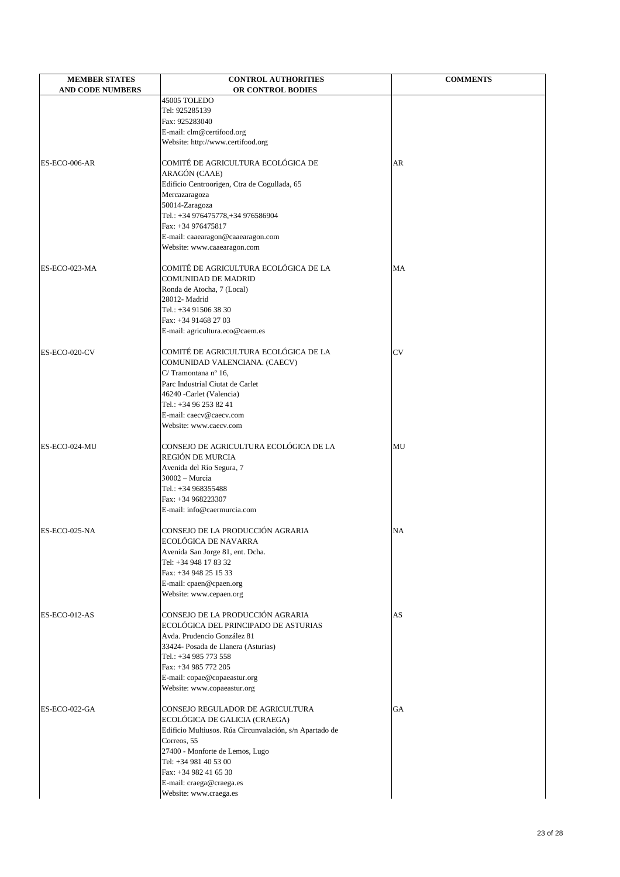| MEMBER STATES AND CODE NUMBERS | CONTROL AUTHORITIES OR CONTROL BODIES | COMMENTS |
|---|---|---|
| | 45005 TOLEDO<br>Tel: 925285139<br>Fax: 925283040<br>E-mail: clm@certifood.org<br>Website: http://www.certifood.org | |
| ES-ECO-006-AR | COMITÉ DE AGRICULTURA ECOLÓGICA DE ARAGÓN (CAAE)<br>Edificio Centroorigen, Ctra de Cogullada, 65<br>Mercazaragoza<br>50014-Zaragoza<br>Tel.: +34 976475778,+34 976586904<br>Fax: +34 976475817<br>E-mail: caaearagon@caaearagon.com<br>Website: www.caaearagon.com | AR |
| ES-ECO-023-MA | COMITÉ DE AGRICULTURA ECOLÓGICA DE LA COMUNIDAD DE MADRID<br>Ronda de Atocha, 7 (Local)<br>28012- Madrid<br>Tel.: +34 91506 38 30<br>Fax: +34 91468 27 03<br>E-mail: agricultura.eco@caem.es | MA |
| ES-ECO-020-CV | COMITÉ DE AGRICULTURA ECOLÓGICA DE LA COMUNIDAD VALENCIANA. (CAECV)<br>C/ Tramontana nº 16,<br>Parc Industrial Ciutat de Carlet<br>46240 -Carlet (Valencia)<br>Tel.: +34 96 253 82 41<br>E-mail: caecv@caecv.com<br>Website: www.caecv.com | CV |
| ES-ECO-024-MU | CONSEJO DE AGRICULTURA ECOLÓGICA DE LA REGIÓN DE MURCIA<br>Avenida del Río Segura, 7<br>30002 – Murcia<br>Tel.: +34 968355488<br>Fax: +34 968223307<br>E-mail: info@caermurcia.com | MU |
| ES-ECO-025-NA | CONSEJO DE LA PRODUCCIÓN AGRARIA ECOLÓGICA DE NAVARRA<br>Avenida San Jorge 81, ent. Dcha.<br>Tel: +34 948 17 83 32<br>Fax: +34 948 25 15 33<br>E-mail: cpaen@cpaen.org<br>Website: www.cepaen.org | NA |
| ES-ECO-012-AS | CONSEJO DE LA PRODUCCIÓN AGRARIA ECOLÓGICA DEL PRINCIPADO DE ASTURIAS<br>Avda. Prudencio González 81<br>33424- Posada de Llanera (Asturias)<br>Tel.: +34 985 773 558<br>Fax: +34 985 772 205<br>E-mail: copae@copaeastur.org<br>Website: www.copaeastur.org | AS |
| ES-ECO-022-GA | CONSEJO REGULADOR DE AGRICULTURA ECOLÓGICA DE GALICIA (CRAEGA)<br>Edificio Multiusos. Rúa Circunvalación, s/n Apartado de Correos, 55<br>27400 - Monforte de Lemos, Lugo<br>Tel: +34 981 40 53 00<br>Fax: +34 982 41 65 30<br>E-mail: craega@craega.es<br>Website: www.craega.es | GA |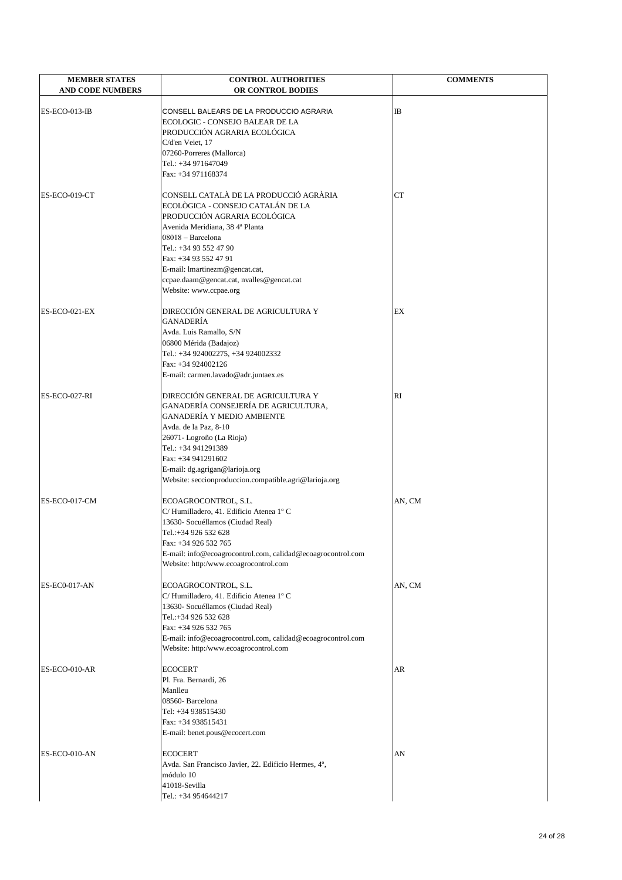| MEMBER STATES AND CODE NUMBERS | CONTROL AUTHORITIES OR CONTROL BODIES | COMMENTS |
|---|---|---|
| ES-ECO-013-IB | CONSELL BALEARS DE LA PRODUCCIO AGRARIA ECOLOGIC - CONSEJO BALEAR DE LA PRODUCCIÓN AGRARIA ECOLÓGICA<br>C/d'en Veiet, 17<br>07260-Porreres (Mallorca)<br>Tel.: +34 971647049<br>Fax: +34 971168374 | IB |
| ES-ECO-019-CT | CONSELL CATALÀ DE LA PRODUCCIÓ AGRÀRIA ECOLÒGICA - CONSEJO CATALÁN DE LA PRODUCCIÓN AGRARIA ECOLÓGICA<br>Avenida Meridiana, 38 4ª Planta<br>08018 – Barcelona<br>Tel.: +34 93 552 47 90<br>Fax: +34 93 552 47 91<br>E-mail: lmartinezm@gencat.cat, ccpae.daam@gencat.cat, nvalles@gencat.cat<br>Website: www.ccpae.org | CT |
| ES-ECO-021-EX | DIRECCIÓN GENERAL DE AGRICULTURA Y GANADERÍA<br>Avda. Luis Ramallo, S/N<br>06800 Mérida (Badajoz)<br>Tel.: +34 924002275, +34 924002332<br>Fax: +34 924002126<br>E-mail: carmen.lavado@adr.juntaex.es | EX |
| ES-ECO-027-RI | DIRECCIÓN GENERAL DE AGRICULTURA Y GANADERÍA CONSEJERÍA DE AGRICULTURA, GANADERÍA Y MEDIO AMBIENTE<br>Avda. de la Paz, 8-10<br>26071- Logroño (La Rioja)<br>Tel.: +34 941291389<br>Fax: +34 941291602<br>E-mail: dg.agrigan@larioja.org<br>Website: seccionproduccion.compatible.agri@larioja.org | RI |
| ES-ECO-017-CM | ECOAGROCONTROL, S.L.<br>C/ Humilladero, 41. Edificio Atenea 1º C<br>13630- Socuéllamos (Ciudad Real)<br>Tel.:+34 926 532 628<br>Fax: +34 926 532 765<br>E-mail: info@ecoagrocontrol.com, calidad@ecoagrocontrol.com<br>Website: http:/www.ecoagrocontrol.com | AN, CM |
| ES-EC0-017-AN | ECOAGROCONTROL, S.L.<br>C/ Humilladero, 41. Edificio Atenea 1º C<br>13630- Socuéllamos (Ciudad Real)<br>Tel.:+34 926 532 628<br>Fax: +34 926 532 765<br>E-mail: info@ecoagrocontrol.com, calidad@ecoagrocontrol.com<br>Website: http:/www.ecoagrocontrol.com | AN, CM |
| ES-ECO-010-AR | ECOCERT<br>Pl. Fra. Bernardí, 26<br>Manlleu<br>08560- Barcelona<br>Tel: +34 938515430<br>Fax: +34 938515431<br>E-mail: benet.pous@ecocert.com | AR |
| ES-ECO-010-AN | ECOCERT<br>Avda. San Francisco Javier, 22. Edificio Hermes, 4º, módulo 10<br>41018-Sevilla<br>Tel.: +34 954644217 | AN |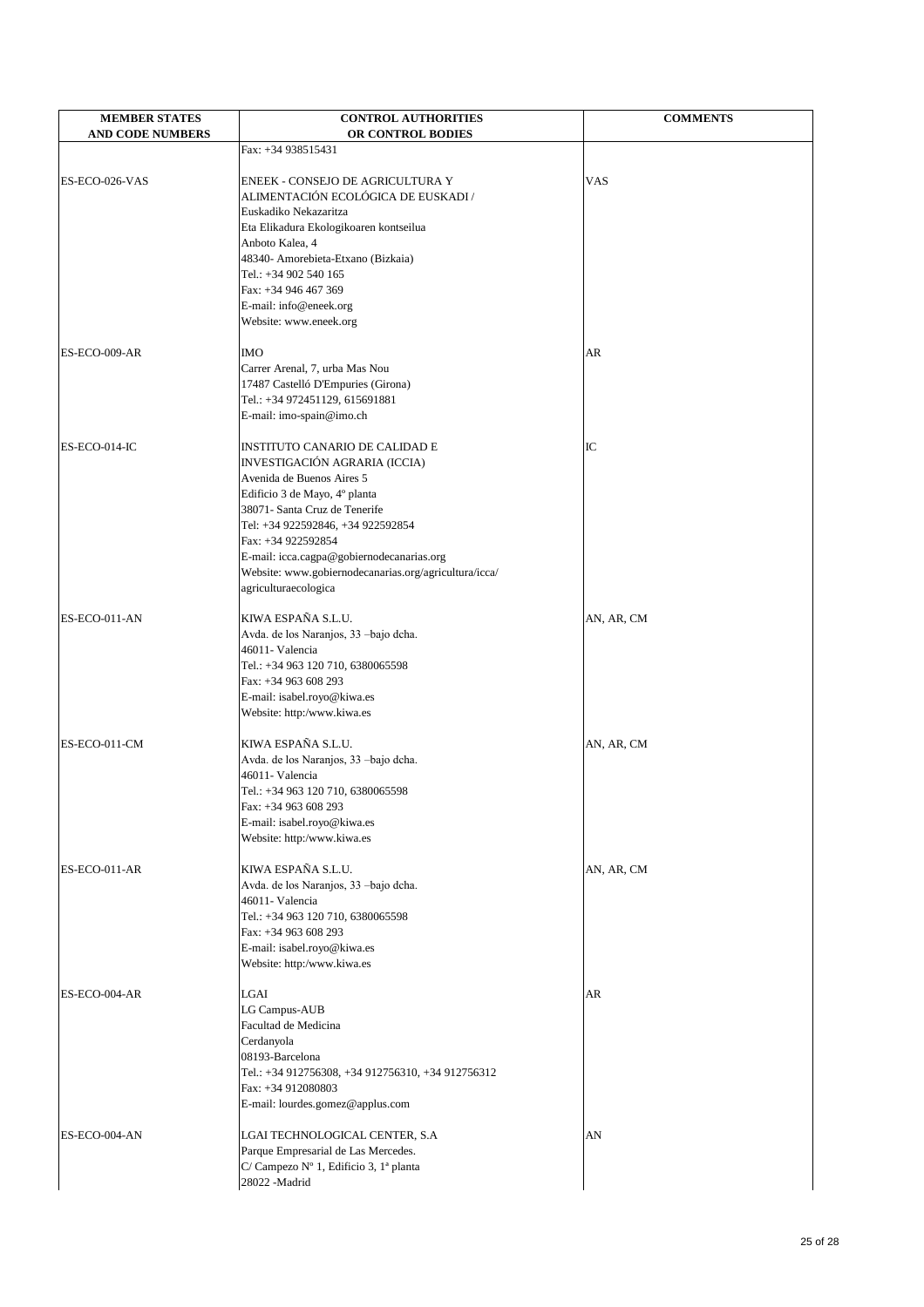| MEMBER STATES AND CODE NUMBERS | CONTROL AUTHORITIES OR CONTROL BODIES | COMMENTS |
|---|---|---|
| | Fax: +34 938515431 | |
| ES-ECO-026-VAS | ENEEK - CONSEJO DE AGRICULTURA Y ALIMENTACIÓN ECOLÓGICA DE EUSKADI / Euskadiko Nekazaritza Eta Elikadura Ekologikoaren kontseilua<br>Anboto Kalea, 4<br>48340- Amorebieta-Etxano (Bizkaia)<br>Tel.: +34 902 540 165<br>Fax: +34 946 467 369<br>E-mail: info@eneek.org<br>Website: www.eneek.org | VAS |
| ES-ECO-009-AR | IMO<br>Carrer Arenal, 7, urba Mas Nou<br>17487 Castelló D'Empuries (Girona)<br>Tel.: +34 972451129, 615691881<br>E-mail: imo-spain@imo.ch | AR |
| ES-ECO-014-IC | INSTITUTO CANARIO DE CALIDAD E INVESTIGACIÓN AGRARIA (ICCIA)<br>Avenida de Buenos Aires 5<br>Edificio 3 de Mayo, 4º planta<br>38071- Santa Cruz de Tenerife<br>Tel: +34 922592846, +34 922592854<br>Fax: +34 922592854<br>E-mail: icca.cagpa@gobiernodecanarias.org<br>Website: www.gobiernodecanarias.org/agricultura/icca/agriculturaecologica | IC |
| ES-ECO-011-AN | KIWA ESPAÑA S.L.U.<br>Avda. de los Naranjos, 33 –bajo dcha.<br>46011- Valencia<br>Tel.: +34 963 120 710, 6380065598<br>Fax: +34 963 608 293<br>E-mail: isabel.royo@kiwa.es<br>Website: http:/www.kiwa.es | AN, AR, CM |
| ES-ECO-011-CM | KIWA ESPAÑA S.L.U.<br>Avda. de los Naranjos, 33 –bajo dcha.<br>46011- Valencia<br>Tel.: +34 963 120 710, 6380065598<br>Fax: +34 963 608 293<br>E-mail: isabel.royo@kiwa.es<br>Website: http:/www.kiwa.es | AN, AR, CM |
| ES-ECO-011-AR | KIWA ESPAÑA S.L.U.<br>Avda. de los Naranjos, 33 –bajo dcha.<br>46011- Valencia<br>Tel.: +34 963 120 710, 6380065598<br>Fax: +34 963 608 293<br>E-mail: isabel.royo@kiwa.es<br>Website: http:/www.kiwa.es | AN, AR, CM |
| ES-ECO-004-AR | LGAI<br>LG Campus-AUB<br>Facultad de Medicina<br>Cerdanyola<br>08193-Barcelona<br>Tel.: +34 912756308, +34 912756310, +34 912756312<br>Fax: +34 912080803<br>E-mail: lourdes.gomez@applus.com | AR |
| ES-ECO-004-AN | LGAI TECHNOLOGICAL CENTER, S.A<br>Parque Empresarial de Las Mercedes.<br>C/ Campezo Nº 1, Edificio 3, 1ª planta<br>28022 -Madrid | AN |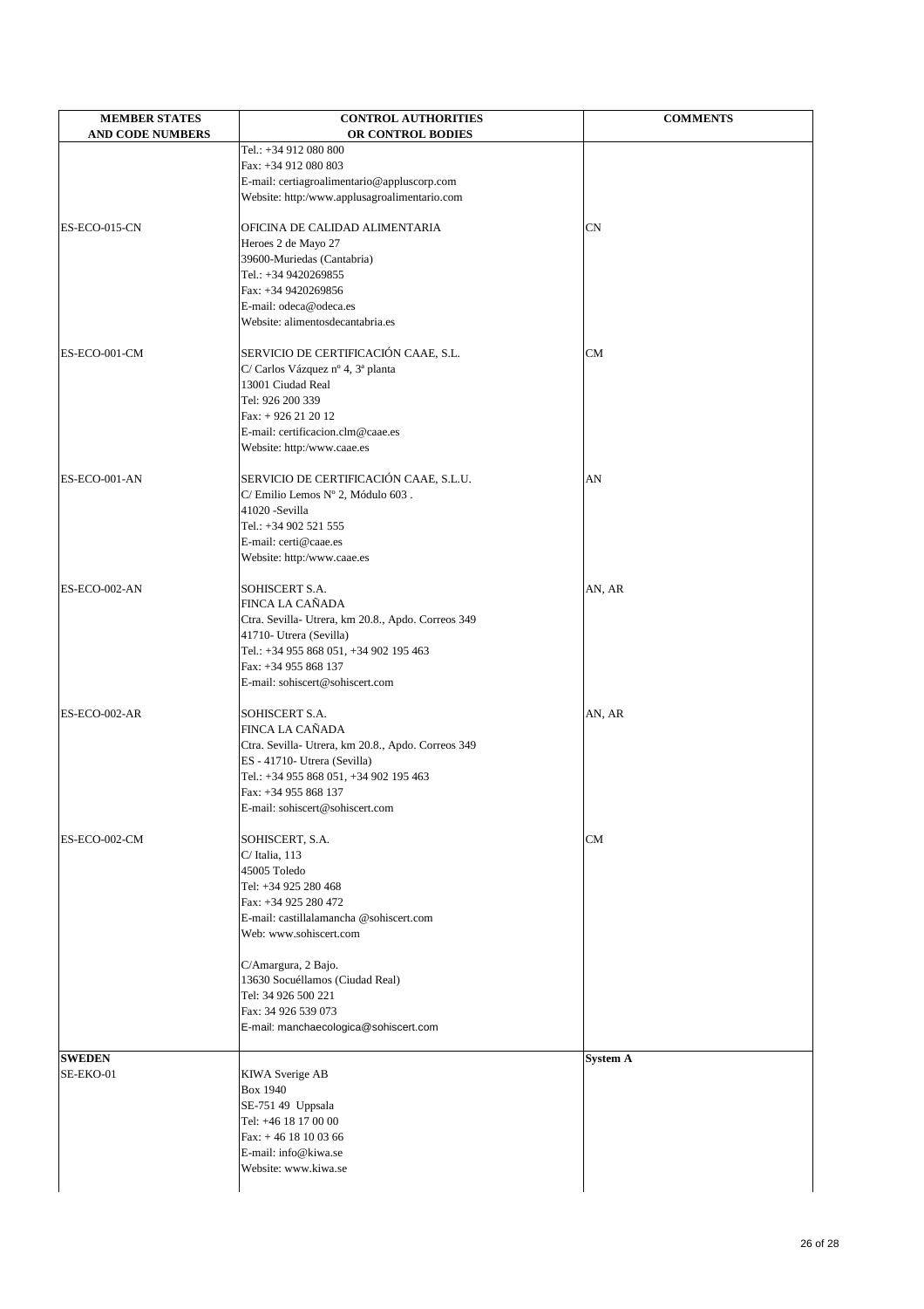| MEMBER STATES AND CODE NUMBERS | CONTROL AUTHORITIES OR CONTROL BODIES | COMMENTS |
|---|---|---|
| | Tel.: +34 912 080 800<br>Fax: +34 912 080 803<br>E-mail: certiagroalimentario@appluscorp.com<br>Website: http:/www.applusagroalimentario.com | |
| ES-ECO-015-CN | OFICINA DE CALIDAD ALIMENTARIA<br>Heroes 2 de Mayo 27<br>39600-Muriedas (Cantabria)<br>Tel.: +34 9420269855<br>Fax: +34 9420269856<br>E-mail: odeca@odeca.es<br>Website: alimentosdecantabria.es | CN |
| ES-ECO-001-CM | SERVICIO DE CERTIFICACIÓN CAAE, S.L.<br>C/ Carlos Vázquez nº 4, 3ª planta<br>13001 Ciudad Real<br>Tel: 926 200 339<br>Fax: + 926 21 20 12<br>E-mail: certificacion.clm@caae.es<br>Website: http:/www.caae.es | CM |
| ES-ECO-001-AN | SERVICIO DE CERTIFICACIÓN CAAE, S.L.U.<br>C/ Emilio Lemos Nº 2, Módulo 603 .<br>41020 -Sevilla<br>Tel.: +34 902 521 555<br>E-mail: certi@caae.es<br>Website: http:/www.caae.es | AN |
| ES-ECO-002-AN | SOHISCERT S.A.<br>FINCA LA CAÑADA<br>Ctra. Sevilla- Utrera, km 20.8., Apdo. Correos 349<br>41710- Utrera (Sevilla)<br>Tel.: +34 955 868 051, +34 902 195 463<br>Fax: +34 955 868 137<br>E-mail: sohiscert@sohiscert.com | AN, AR |
| ES-ECO-002-AR | SOHISCERT S.A.<br>FINCA LA CAÑADA<br>Ctra. Sevilla- Utrera, km 20.8., Apdo. Correos 349<br>ES - 41710- Utrera (Sevilla)<br>Tel.: +34 955 868 051, +34 902 195 463<br>Fax: +34 955 868 137<br>E-mail: sohiscert@sohiscert.com | AN, AR |
| ES-ECO-002-CM | SOHISCERT, S.A.<br>C/ Italia, 113<br>45005 Toledo<br>Tel: +34 925 280 468<br>Fax: +34 925 280 472<br>E-mail: castillalamancha @sohiscert.com<br>Web: www.sohiscert.com<br><br>C/Amargura, 2 Bajo.<br>13630 Socuéllamos (Ciudad Real)<br>Tel: 34 926 500 221<br>Fax: 34 926 539 073<br>E-mail: manchaecologica@sohiscert.com | CM |
| **SWEDEN** | | **System A** |
| SE-EKO-01 | KIWA Sverige AB<br>Box 1940<br>SE-751 49 Uppsala<br>Tel: +46 18 17 00 00<br>Fax: + 46 18 10 03 66<br>E-mail: info@kiwa.se<br>Website: www.kiwa.se | |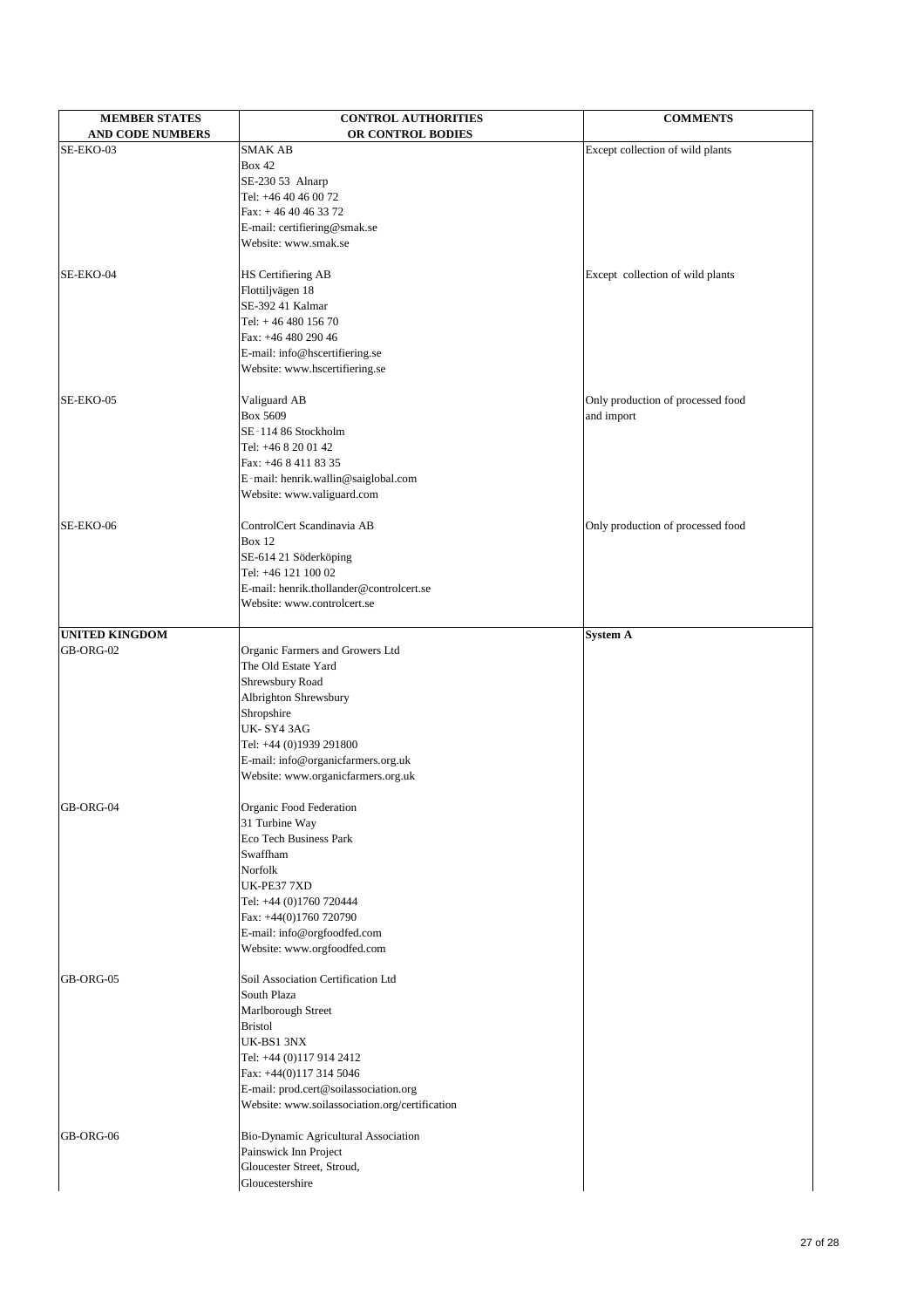| MEMBER STATES AND CODE NUMBERS | CONTROL AUTHORITIES OR CONTROL BODIES | COMMENTS |
|---|---|---|
| SE-EKO-03 | SMAK AB<br>Box 42<br>SE-230 53 Alnarp<br>Tel: +46 40 46 00 72<br>Fax: + 46 40 46 33 72<br>E-mail: certifiering@smak.se<br>Website: www.smak.se | Except collection of wild plants |
| SE-EKO-04 | HS Certifiering AB<br>Flottiljvägen 18<br>SE-392 41 Kalmar<br>Tel: + 46 480 156 70<br>Fax: +46 480 290 46<br>E-mail: info@hscertifiering.se<br>Website: www.hscertifiering.se | Except collection of wild plants |
| SE-EKO-05 | Valiguard AB<br>Box 5609<br>SE-114 86 Stockholm<br>Tel: +46 8 20 01 42<br>Fax: +46 8 411 83 35<br>E-mail: henrik.wallin@saiglobal.com<br>Website: www.valiguard.com | Only production of processed food and import |
| SE-EKO-06 | ControlCert Scandinavia AB<br>Box 12<br>SE-614 21 Söderköping<br>Tel: +46 121 100 02<br>E-mail: henrik.thollander@controlcert.se<br>Website: www.controlcert.se | Only production of processed food |
| **UNITED KINGDOM** | | **System A** |
| GB-ORG-02 | Organic Farmers and Growers Ltd<br>The Old Estate Yard<br>Shrewsbury Road<br>Albrighton Shrewsbury<br>Shropshire<br>UK- SY4 3AG<br>Tel: +44 (0)1939 291800<br>E-mail: info@organicfarmers.org.uk<br>Website: www.organicfarmers.org.uk | |
| GB-ORG-04 | Organic Food Federation<br>31 Turbine Way<br>Eco Tech Business Park<br>Swaffham<br>Norfolk<br>UK-PE37 7XD<br>Tel: +44 (0)1760 720444<br>Fax: +44(0)1760 720790<br>E-mail: info@orgfoodfed.com<br>Website: www.orgfoodfed.com | |
| GB-ORG-05 | Soil Association Certification Ltd<br>South Plaza<br>Marlborough Street<br>Bristol<br>UK-BS1 3NX<br>Tel: +44 (0)117 914 2412<br>Fax: +44(0)117 314 5046<br>E-mail: prod.cert@soilassociation.org<br>Website: www.soilassociation.org/certification | |
| GB-ORG-06 | Bio-Dynamic Agricultural Association<br>Painswick Inn Project<br>Gloucester Street, Stroud,<br>Gloucestershire | |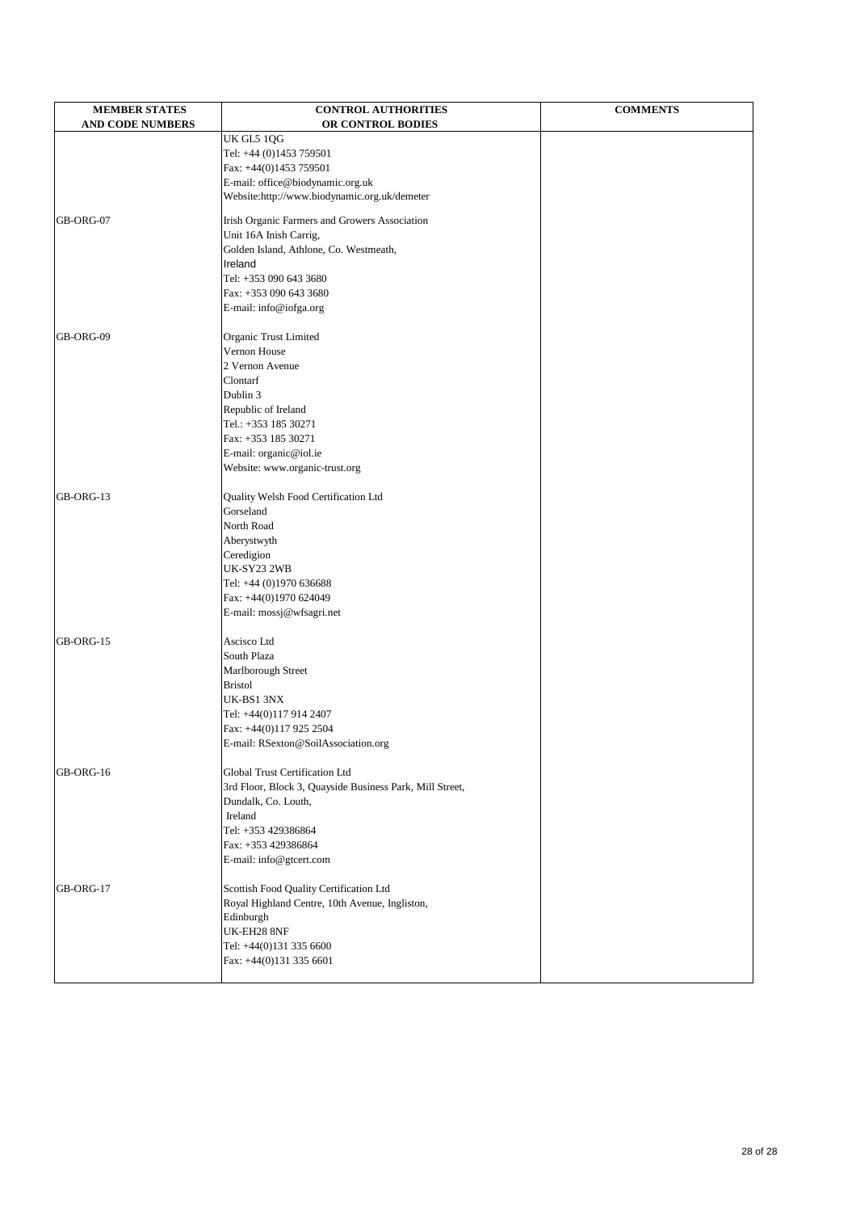| MEMBER STATES AND CODE NUMBERS | CONTROL AUTHORITIES OR CONTROL BODIES | COMMENTS |
|---|---|---|
| | UK GL5 1QG<br>Tel: +44 (0)1453 759501<br>Fax: +44(0)1453 759501<br>E-mail: office@biodynamic.org.uk<br>Website:http://www.biodynamic.org.uk/demeter | |
| GB-ORG-07 | Irish Organic Farmers and Growers Association<br>Unit 16A Inish Carrig,<br>Golden Island, Athlone, Co. Westmeath,<br>Ireland<br>Tel: +353 090 643 3680<br>Fax: +353 090 643 3680<br>E-mail: info@iofga.org | |
| GB-ORG-09 | Organic Trust Limited<br>Vernon House<br>2 Vernon Avenue<br>Clontarf<br>Dublin 3<br>Republic of Ireland<br>Tel.: +353 185 30271<br>Fax: +353 185 30271<br>E-mail: organic@iol.ie<br>Website: www.organic-trust.org | |
| GB-ORG-13 | Quality Welsh Food Certification Ltd<br>Gorseland<br>North Road<br>Aberystwyth<br>Ceredigion<br>UK-SY23 2WB<br>Tel: +44 (0)1970 636688<br>Fax: +44(0)1970 624049<br>E-mail: mossj@wfsagri.net | |
| GB-ORG-15 | Ascisco Ltd<br>South Plaza<br>Marlborough Street<br>Bristol<br>UK-BS1 3NX<br>Tel: +44(0)117 914 2407<br>Fax: +44(0)117 925 2504<br>E-mail: RSexton@SoilAssociation.org | |
| GB-ORG-16 | Global Trust Certification Ltd<br>3rd Floor, Block 3, Quayside Business Park, Mill Street,<br>Dundalk, Co. Louth,<br>Ireland<br>Tel: +353 429386864<br>Fax: +353 429386864<br>E-mail: info@gtcert.com | |
| GB-ORG-17 | Scottish Food Quality Certification Ltd<br>Royal Highland Centre, 10th Avenue, Ingliston,<br>Edinburgh<br>UK-EH28 8NF<br>Tel: +44(0)131 335 6600<br>Fax: +44(0)131 335 6601 | |